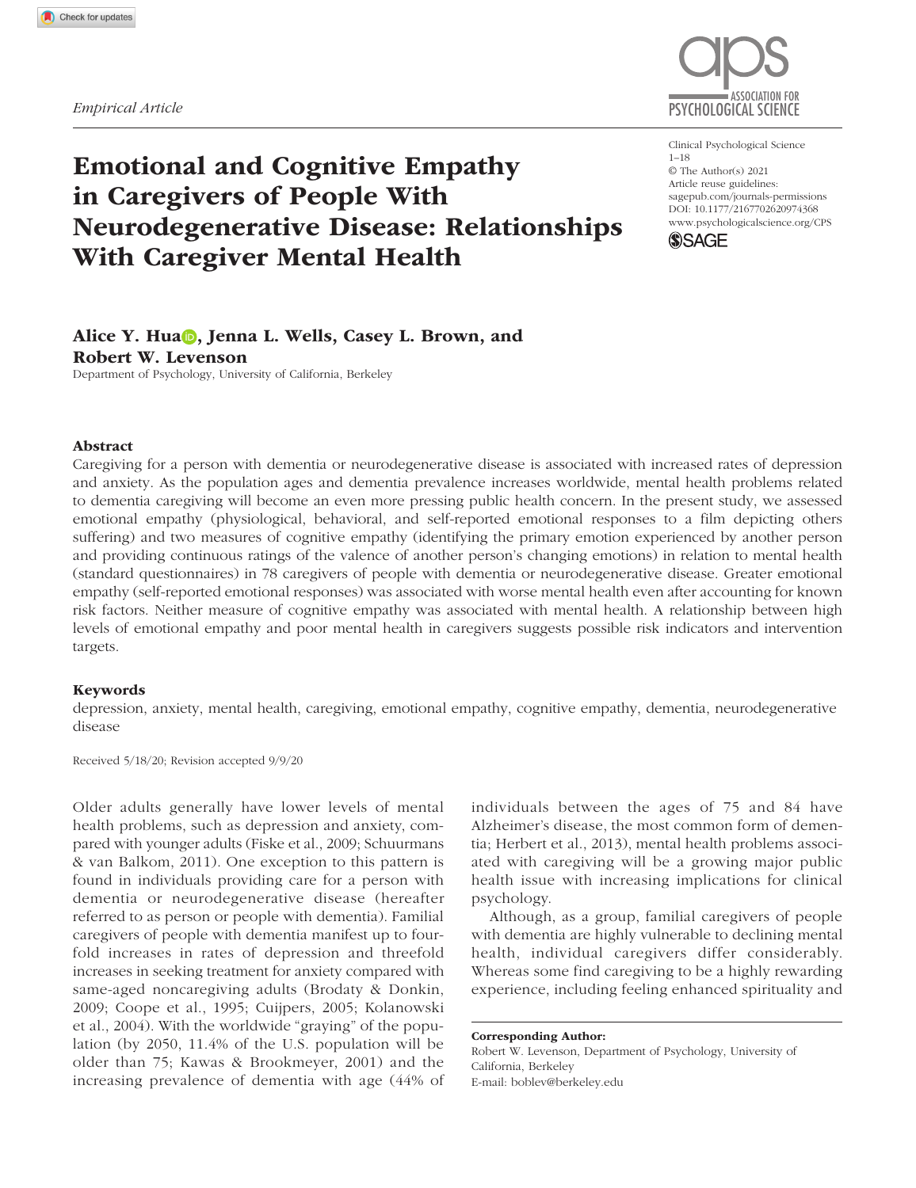*Empirical Article*

# Emotional and Cognitive Empathy in Caregivers of People With Neurodegenerative Disease: Relationships With Caregiver Mental Health

Clinical Psychological Science
© The Author(s) 2021
Article reuse guidelines:
sagepub.com/journals-permissions
DOI: 10.1177/2167702620974368
www.psychologicalscience.org/CPS

**Alice Y. Hua, Jenna L. Wells, Casey L. Brown, and Robert W. Levenson**

Department of Psychology, University of California, Berkeley

## Abstract

Caregiving for a person with dementia or neurodegenerative disease is associated with increased rates of depression and anxiety. As the population ages and dementia prevalence increases worldwide, mental health problems related to dementia caregiving will become an even more pressing public health concern. In the present study, we assessed emotional empathy (physiological, behavioral, and self-reported emotional responses to a film depicting others suffering) and two measures of cognitive empathy (identifying the primary emotion experienced by another person and providing continuous ratings of the valence of another person's changing emotions) in relation to mental health (standard questionnaires) in 78 caregivers of people with dementia or neurodegenerative disease. Greater emotional empathy (self-reported emotional responses) was associated with worse mental health even after accounting for known risk factors. Neither measure of cognitive empathy was associated with mental health. A relationship between high levels of emotional empathy and poor mental health in caregivers suggests possible risk indicators and intervention targets.

### Keywords

depression, anxiety, mental health, caregiving, emotional empathy, cognitive empathy, dementia, neurodegenerative disease

Received 5/18/20; Revision accepted 9/9/20

Older adults generally have lower levels of mental health problems, such as depression and anxiety, compared with younger adults (Fiske et al., 2009; Schuurmans & van Balkom, 2011). One exception to this pattern is found in individuals providing care for a person with dementia or neurodegenerative disease (hereafter referred to as person or people with dementia). Familial caregivers of people with dementia manifest up to fourfold increases in rates of depression and threefold increases in seeking treatment for anxiety compared with same-aged noncaregiving adults (Brodaty & Donkin, 2009; Coope et al., 1995; Cuijpers, 2005; Kolanowski et al., 2004). With the worldwide "graying" of the population (by 2050, 11.4% of the U.S. population will be older than 75; Kawas & Brookmeyer, 2001) and the increasing prevalence of dementia with age (44% of individuals between the ages of 75 and 84 have Alzheimer's disease, the most common form of dementia; Herbert et al., 2013), mental health problems associated with caregiving will be a growing major public health issue with increasing implications for clinical psychology.

Although, as a group, familial caregivers of people with dementia are highly vulnerable to declining mental health, individual caregivers differ considerably. Whereas some find caregiving to be a highly rewarding experience, including feeling enhanced spirituality and

**Corresponding Author:**
Robert W. Levenson, Department of Psychology, University of California, Berkeley
E-mail: boblev@berkeley.edu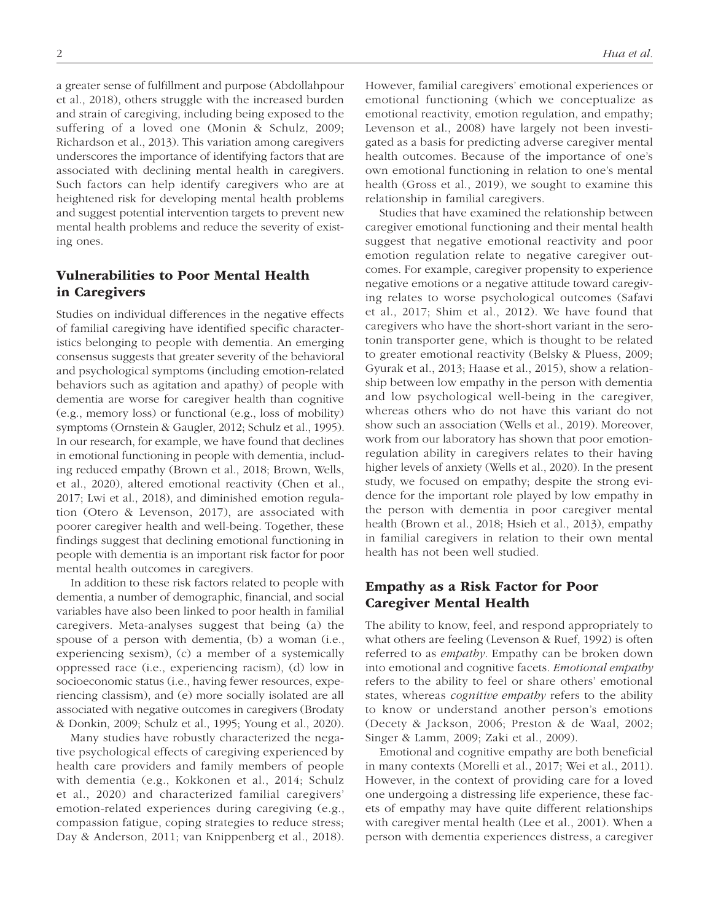a greater sense of fulfillment and purpose (Abdollahpour et al., 2018), others struggle with the increased burden and strain of caregiving, including being exposed to the suffering of a loved one (Monin & Schulz, 2009; Richardson et al., 2013). This variation among caregivers underscores the importance of identifying factors that are associated with declining mental health in caregivers. Such factors can help identify caregivers who are at heightened risk for developing mental health problems and suggest potential intervention targets to prevent new mental health problems and reduce the severity of existing ones.

## Vulnerabilities to Poor Mental Health in Caregivers

Studies on individual differences in the negative effects of familial caregiving have identified specific characteristics belonging to people with dementia. An emerging consensus suggests that greater severity of the behavioral and psychological symptoms (including emotion-related behaviors such as agitation and apathy) of people with dementia are worse for caregiver health than cognitive (e.g., memory loss) or functional (e.g., loss of mobility) symptoms (Ornstein & Gaugler, 2012; Schulz et al., 1995). In our research, for example, we have found that declines in emotional functioning in people with dementia, including reduced empathy (Brown et al., 2018; Brown, Wells, et al., 2020), altered emotional reactivity (Chen et al., 2017; Lwi et al., 2018), and diminished emotion regulation (Otero & Levenson, 2017), are associated with poorer caregiver health and well-being. Together, these findings suggest that declining emotional functioning in people with dementia is an important risk factor for poor mental health outcomes in caregivers.

In addition to these risk factors related to people with dementia, a number of demographic, financial, and social variables have also been linked to poor health in familial caregivers. Meta-analyses suggest that being (a) the spouse of a person with dementia, (b) a woman (i.e., experiencing sexism), (c) a member of a systemically oppressed race (i.e., experiencing racism), (d) low in socioeconomic status (i.e., having fewer resources, experiencing classism), and (e) more socially isolated are all associated with negative outcomes in caregivers (Brodaty & Donkin, 2009; Schulz et al., 1995; Young et al., 2020).

Many studies have robustly characterized the negative psychological effects of caregiving experienced by health care providers and family members of people with dementia (e.g., Kokkonen et al., 2014; Schulz et al., 2020) and characterized familial caregivers' emotion-related experiences during caregiving (e.g., compassion fatigue, coping strategies to reduce stress; Day & Anderson, 2011; van Knippenberg et al., 2018). However, familial caregivers' emotional experiences or emotional functioning (which we conceptualize as emotional reactivity, emotion regulation, and empathy; Levenson et al., 2008) have largely not been investigated as a basis for predicting adverse caregiver mental health outcomes. Because of the importance of one's own emotional functioning in relation to one's mental health (Gross et al., 2019), we sought to examine this relationship in familial caregivers.

Studies that have examined the relationship between caregiver emotional functioning and their mental health suggest that negative emotional reactivity and poor emotion regulation relate to negative caregiver outcomes. For example, caregiver propensity to experience negative emotions or a negative attitude toward caregiving relates to worse psychological outcomes (Safavi et al., 2017; Shim et al., 2012). We have found that caregivers who have the short-short variant in the serotonin transporter gene, which is thought to be related to greater emotional reactivity (Belsky & Pluess, 2009; Gyurak et al., 2013; Haase et al., 2015), show a relationship between low empathy in the person with dementia and low psychological well-being in the caregiver, whereas others who do not have this variant do not show such an association (Wells et al., 2019). Moreover, work from our laboratory has shown that poor emotion-regulation ability in caregivers relates to their having higher levels of anxiety (Wells et al., 2020). In the present study, we focused on empathy; despite the strong evidence for the important role played by low empathy in the person with dementia in poor caregiver mental health (Brown et al., 2018; Hsieh et al., 2013), empathy in familial caregivers in relation to their own mental health has not been well studied.

## Empathy as a Risk Factor for Poor Caregiver Mental Health

The ability to know, feel, and respond appropriately to what others are feeling (Levenson & Ruef, 1992) is often referred to as *empathy*. Empathy can be broken down into emotional and cognitive facets. *Emotional empathy* refers to the ability to feel or share others' emotional states, whereas *cognitive empathy* refers to the ability to know or understand another person's emotions (Decety & Jackson, 2006; Preston & de Waal, 2002; Singer & Lamm, 2009; Zaki et al., 2009).

Emotional and cognitive empathy are both beneficial in many contexts (Morelli et al., 2017; Wei et al., 2011). However, in the context of providing care for a loved one undergoing a distressing life experience, these facets of empathy may have quite different relationships with caregiver mental health (Lee et al., 2001). When a person with dementia experiences distress, a caregiver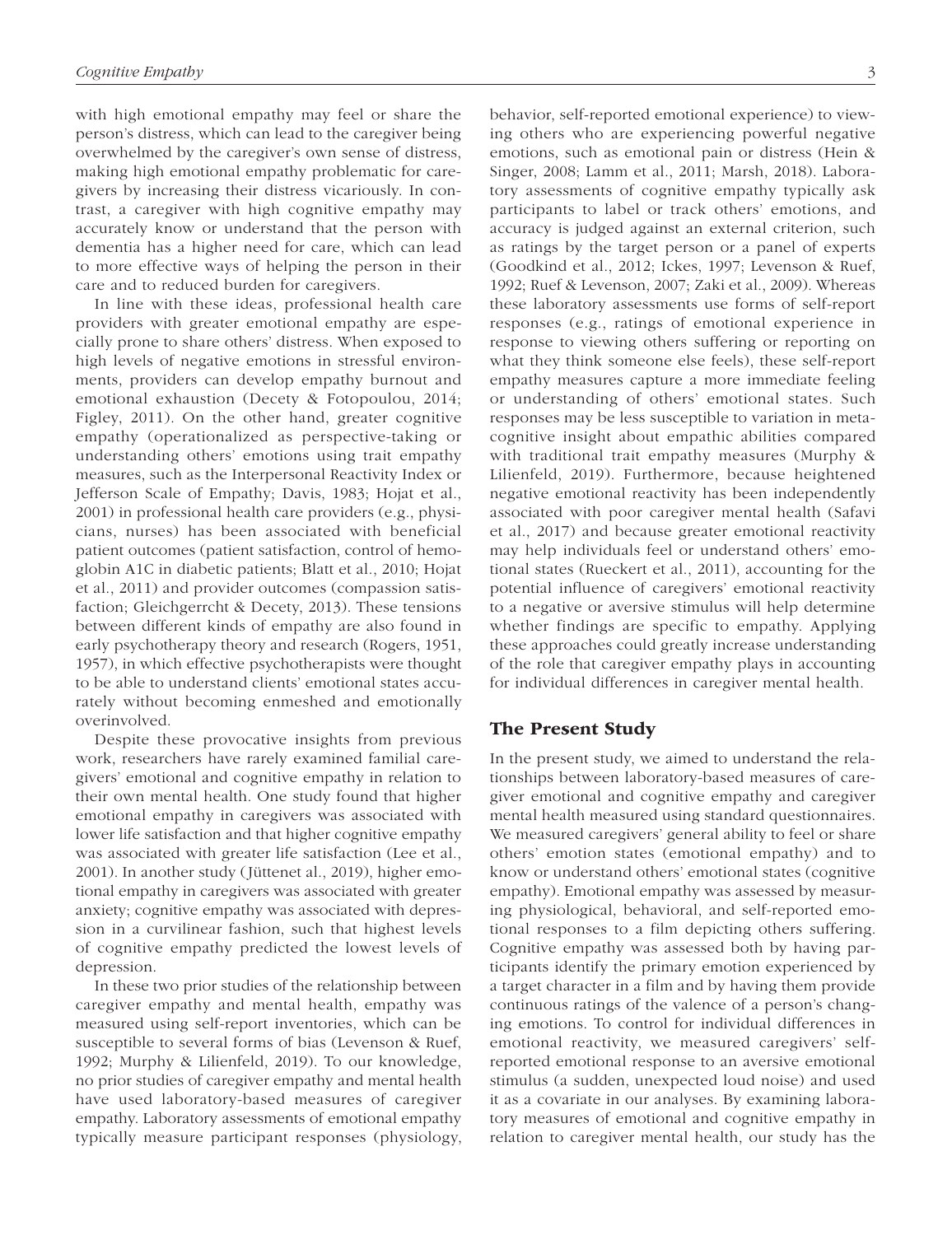with high emotional empathy may feel or share the person's distress, which can lead to the caregiver being overwhelmed by the caregiver's own sense of distress, making high emotional empathy problematic for caregivers by increasing their distress vicariously. In contrast, a caregiver with high cognitive empathy may accurately know or understand that the person with dementia has a higher need for care, which can lead to more effective ways of helping the person in their care and to reduced burden for caregivers.

In line with these ideas, professional health care providers with greater emotional empathy are especially prone to share others' distress. When exposed to high levels of negative emotions in stressful environments, providers can develop empathy burnout and emotional exhaustion (Decety & Fotopoulou, 2014; Figley, 2011). On the other hand, greater cognitive empathy (operationalized as perspective-taking or understanding others' emotions using trait empathy measures, such as the Interpersonal Reactivity Index or Jefferson Scale of Empathy; Davis, 1983; Hojat et al., 2001) in professional health care providers (e.g., physicians, nurses) has been associated with beneficial patient outcomes (patient satisfaction, control of hemoglobin A1C in diabetic patients; Blatt et al., 2010; Hojat et al., 2011) and provider outcomes (compassion satisfaction; Gleichgerrcht & Decety, 2013). These tensions between different kinds of empathy are also found in early psychotherapy theory and research (Rogers, 1951, 1957), in which effective psychotherapists were thought to be able to understand clients' emotional states accurately without becoming enmeshed and emotionally overinvolved.

Despite these provocative insights from previous work, researchers have rarely examined familial caregivers' emotional and cognitive empathy in relation to their own mental health. One study found that higher emotional empathy in caregivers was associated with lower life satisfaction and that higher cognitive empathy was associated with greater life satisfaction (Lee et al., 2001). In another study (Jüttenet al., 2019), higher emotional empathy in caregivers was associated with greater anxiety; cognitive empathy was associated with depression in a curvilinear fashion, such that highest levels of cognitive empathy predicted the lowest levels of depression.

In these two prior studies of the relationship between caregiver empathy and mental health, empathy was measured using self-report inventories, which can be susceptible to several forms of bias (Levenson & Ruef, 1992; Murphy & Lilienfeld, 2019). To our knowledge, no prior studies of caregiver empathy and mental health have used laboratory-based measures of caregiver empathy. Laboratory assessments of emotional empathy typically measure participant responses (physiology, behavior, self-reported emotional experience) to viewing others who are experiencing powerful negative emotions, such as emotional pain or distress (Hein & Singer, 2008; Lamm et al., 2011; Marsh, 2018). Laboratory assessments of cognitive empathy typically ask participants to label or track others' emotions, and accuracy is judged against an external criterion, such as ratings by the target person or a panel of experts (Goodkind et al., 2012; Ickes, 1997; Levenson & Ruef, 1992; Ruef & Levenson, 2007; Zaki et al., 2009). Whereas these laboratory assessments use forms of self-report responses (e.g., ratings of emotional experience in response to viewing others suffering or reporting on what they think someone else feels), these self-report empathy measures capture a more immediate feeling or understanding of others' emotional states. Such responses may be less susceptible to variation in metacognitive insight about empathic abilities compared with traditional trait empathy measures (Murphy & Lilienfeld, 2019). Furthermore, because heightened negative emotional reactivity has been independently associated with poor caregiver mental health (Safavi et al., 2017) and because greater emotional reactivity may help individuals feel or understand others' emotional states (Rueckert et al., 2011), accounting for the potential influence of caregivers' emotional reactivity to a negative or aversive stimulus will help determine whether findings are specific to empathy. Applying these approaches could greatly increase understanding of the role that caregiver empathy plays in accounting for individual differences in caregiver mental health.

## The Present Study

In the present study, we aimed to understand the relationships between laboratory-based measures of caregiver emotional and cognitive empathy and caregiver mental health measured using standard questionnaires. We measured caregivers' general ability to feel or share others' emotion states (emotional empathy) and to know or understand others' emotional states (cognitive empathy). Emotional empathy was assessed by measuring physiological, behavioral, and self-reported emotional responses to a film depicting others suffering. Cognitive empathy was assessed both by having participants identify the primary emotion experienced by a target character in a film and by having them provide continuous ratings of the valence of a person's changing emotions. To control for individual differences in emotional reactivity, we measured caregivers' self-reported emotional response to an aversive emotional stimulus (a sudden, unexpected loud noise) and used it as a covariate in our analyses. By examining laboratory measures of emotional and cognitive empathy in relation to caregiver mental health, our study has the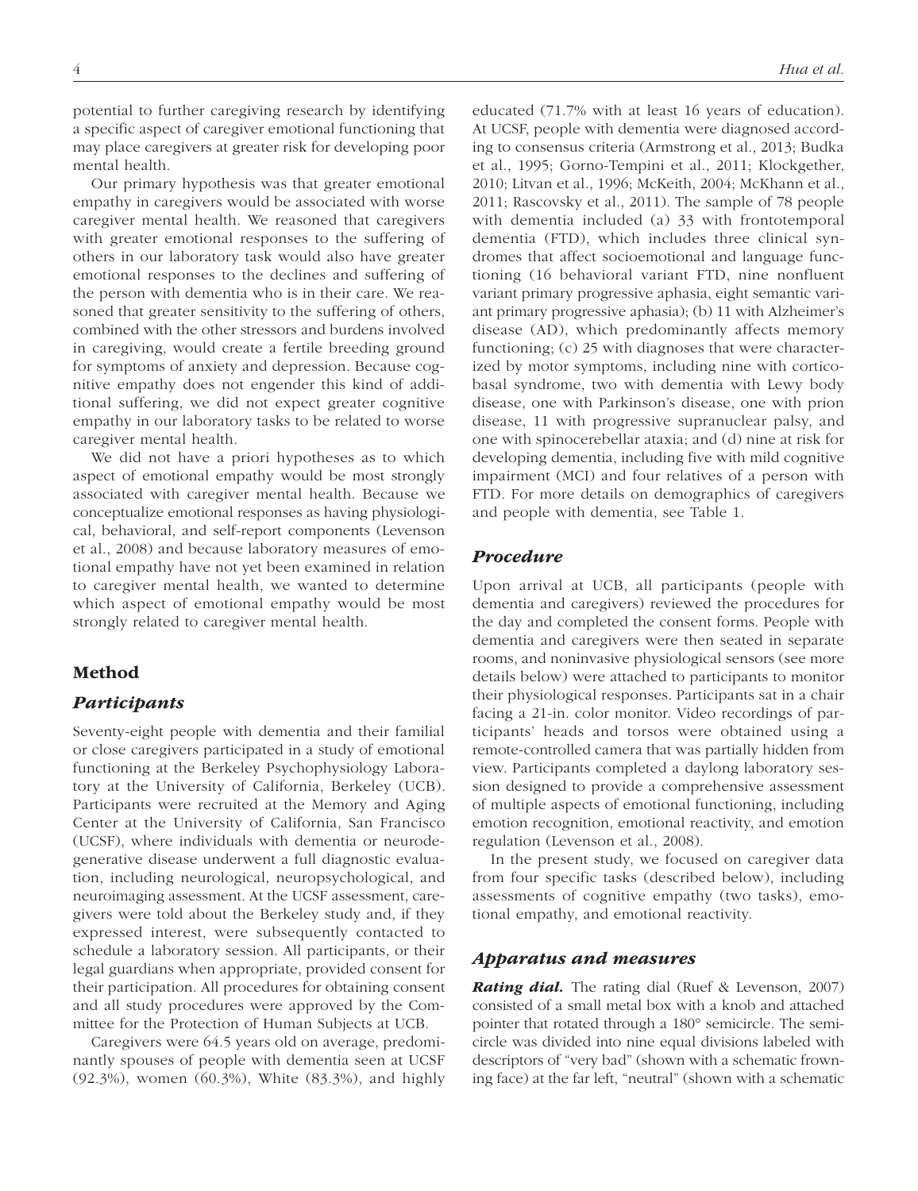potential to further caregiving research by identifying a specific aspect of caregiver emotional functioning that may place caregivers at greater risk for developing poor mental health.

Our primary hypothesis was that greater emotional empathy in caregivers would be associated with worse caregiver mental health. We reasoned that caregivers with greater emotional responses to the suffering of others in our laboratory task would also have greater emotional responses to the declines and suffering of the person with dementia who is in their care. We reasoned that greater sensitivity to the suffering of others, combined with the other stressors and burdens involved in caregiving, would create a fertile breeding ground for symptoms of anxiety and depression. Because cognitive empathy does not engender this kind of additional suffering, we did not expect greater cognitive empathy in our laboratory tasks to be related to worse caregiver mental health.

We did not have a priori hypotheses as to which aspect of emotional empathy would be most strongly associated with caregiver mental health. Because we conceptualize emotional responses as having physiological, behavioral, and self-report components (Levenson et al., 2008) and because laboratory measures of emotional empathy have not yet been examined in relation to caregiver mental health, we wanted to determine which aspect of emotional empathy would be most strongly related to caregiver mental health.

## Method

### *Participants*

Seventy-eight people with dementia and their familial or close caregivers participated in a study of emotional functioning at the Berkeley Psychophysiology Laboratory at the University of California, Berkeley (UCB). Participants were recruited at the Memory and Aging Center at the University of California, San Francisco (UCSF), where individuals with dementia or neurodegenerative disease underwent a full diagnostic evaluation, including neurological, neuropsychological, and neuroimaging assessment. At the UCSF assessment, caregivers were told about the Berkeley study and, if they expressed interest, were subsequently contacted to schedule a laboratory session. All participants, or their legal guardians when appropriate, provided consent for their participation. All procedures for obtaining consent and all study procedures were approved by the Committee for the Protection of Human Subjects at UCB.

Caregivers were 64.5 years old on average, predominantly spouses of people with dementia seen at UCSF (92.3%), women (60.3%), White (83.3%), and highly educated (71.7% with at least 16 years of education). At UCSF, people with dementia were diagnosed according to consensus criteria (Armstrong et al., 2013; Budka et al., 1995; Gorno-Tempini et al., 2011; Klockgether, 2010; Litvan et al., 1996; McKeith, 2004; McKhann et al., 2011; Rascovsky et al., 2011). The sample of 78 people with dementia included (a) 33 with frontotemporal dementia (FTD), which includes three clinical syndromes that affect socioemotional and language functioning (16 behavioral variant FTD, nine nonfluent variant primary progressive aphasia, eight semantic variant primary progressive aphasia); (b) 11 with Alzheimer's disease (AD), which predominantly affects memory functioning; (c) 25 with diagnoses that were characterized by motor symptoms, including nine with corticobasal syndrome, two with dementia with Lewy body disease, one with Parkinson's disease, one with prion disease, 11 with progressive supranuclear palsy, and one with spinocerebellar ataxia; and (d) nine at risk for developing dementia, including five with mild cognitive impairment (MCI) and four relatives of a person with FTD. For more details on demographics of caregivers and people with dementia, see Table 1.

### *Procedure*

Upon arrival at UCB, all participants (people with dementia and caregivers) reviewed the procedures for the day and completed the consent forms. People with dementia and caregivers were then seated in separate rooms, and noninvasive physiological sensors (see more details below) were attached to participants to monitor their physiological responses. Participants sat in a chair facing a 21-in. color monitor. Video recordings of participants' heads and torsos were obtained using a remote-controlled camera that was partially hidden from view. Participants completed a daylong laboratory session designed to provide a comprehensive assessment of multiple aspects of emotional functioning, including emotion recognition, emotional reactivity, and emotion regulation (Levenson et al., 2008).

In the present study, we focused on caregiver data from four specific tasks (described below), including assessments of cognitive empathy (two tasks), emotional empathy, and emotional reactivity.

### *Apparatus and measures*

***Rating dial.*** The rating dial (Ruef & Levenson, 2007) consisted of a small metal box with a knob and attached pointer that rotated through a 180° semicircle. The semicircle was divided into nine equal divisions labeled with descriptors of "very bad" (shown with a schematic frowning face) at the far left, "neutral" (shown with a schematic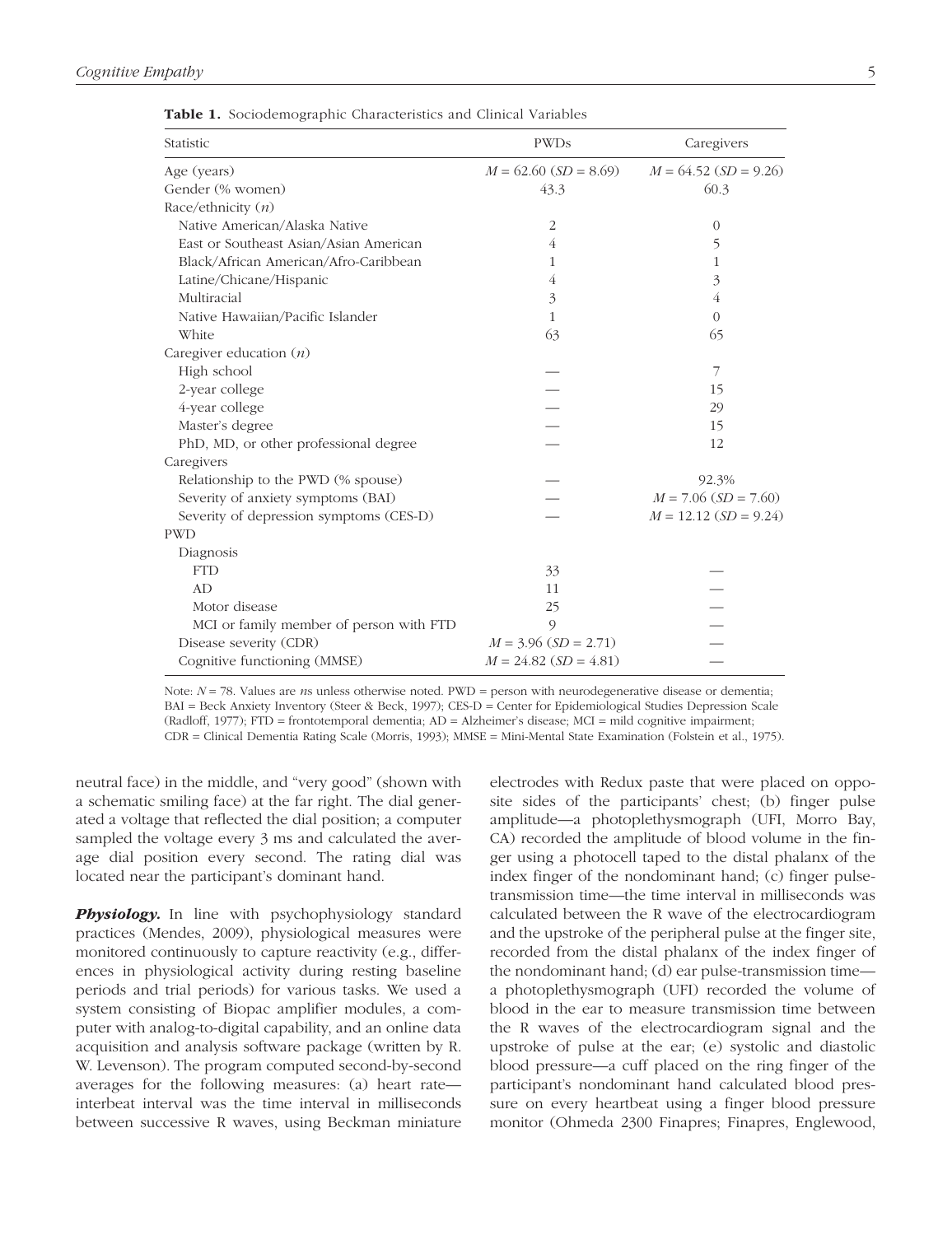**Table 1.** Sociodemographic Characteristics and Clinical Variables

| Statistic | PWDs | Caregivers |
|---|---|---|
| Age (years) | $M$ = 62.60 ($SD$ = 8.69) | $M$ = 64.52 ($SD$ = 9.26) |
| Gender (% women) | 43.3 | 60.3 |
| Race/ethnicity ($n$) | | |
| Native American/Alaska Native | 2 | 0 |
| East or Southeast Asian/Asian American | 4 | 5 |
| Black/African American/Afro-Caribbean | 1 | 1 |
| Latine/Chicane/Hispanic | 4 | 3 |
| Multiracial | 3 | 4 |
| Native Hawaiian/Pacific Islander | 1 | 0 |
| White | 63 | 65 |
| Caregiver education ($n$) | | |
| High school | — | 7 |
| 2-year college | — | 15 |
| 4-year college | — | 29 |
| Master's degree | — | 15 |
| PhD, MD, or other professional degree | — | 12 |
| Caregivers | | |
| Relationship to the PWD (% spouse) | — | 92.3% |
| Severity of anxiety symptoms (BAI) | — | $M$ = 7.06 ($SD$ = 7.60) |
| Severity of depression symptoms (CES-D) | — | $M$ = 12.12 ($SD$ = 9.24) |
| PWD | | |
| Diagnosis | | |
| FTD | 33 | — |
| AD | 11 | — |
| Motor disease | 25 | — |
| MCI or family member of person with FTD | 9 | — |
| Disease severity (CDR) | $M$ = 3.96 ($SD$ = 2.71) | — |
| Cognitive functioning (MMSE) | $M$ = 24.82 ($SD$ = 4.81) | — |

Note: $N$ = 78. Values are $n$s unless otherwise noted. PWD = person with neurodegenerative disease or dementia; BAI = Beck Anxiety Inventory (Steer & Beck, 1997); CES-D = Center for Epidemiological Studies Depression Scale (Radloff, 1977); FTD = frontotemporal dementia; AD = Alzheimer's disease; MCI = mild cognitive impairment; CDR = Clinical Dementia Rating Scale (Morris, 1993); MMSE = Mini-Mental State Examination (Folstein et al., 1975).

neutral face) in the middle, and "very good" (shown with a schematic smiling face) at the far right. The dial generated a voltage that reflected the dial position; a computer sampled the voltage every 3 ms and calculated the average dial position every second. The rating dial was located near the participant's dominant hand.

***Physiology.*** In line with psychophysiology standard practices (Mendes, 2009), physiological measures were monitored continuously to capture reactivity (e.g., differences in physiological activity during resting baseline periods and trial periods) for various tasks. We used a system consisting of Biopac amplifier modules, a computer with analog-to-digital capability, and an online data acquisition and analysis software package (written by R. W. Levenson). The program computed second-by-second averages for the following measures: (a) heart rate—interbeat interval was the time interval in milliseconds between successive R waves, using Beckman miniature electrodes with Redux paste that were placed on opposite sides of the participants' chest; (b) finger pulse amplitude—a photoplethysmograph (UFI, Morro Bay, CA) recorded the amplitude of blood volume in the finger using a photocell taped to the distal phalanx of the index finger of the nondominant hand; (c) finger pulse-transmission time—the time interval in milliseconds was calculated between the R wave of the electrocardiogram and the upstroke of the peripheral pulse at the finger site, recorded from the distal phalanx of the index finger of the nondominant hand; (d) ear pulse-transmission time—a photoplethysmograph (UFI) recorded the volume of blood in the ear to measure transmission time between the R waves of the electrocardiogram signal and the upstroke of pulse at the ear; (e) systolic and diastolic blood pressure—a cuff placed on the ring finger of the participant's nondominant hand calculated blood pressure on every heartbeat using a finger blood pressure monitor (Ohmeda 2300 Finapres; Finapres, Englewood,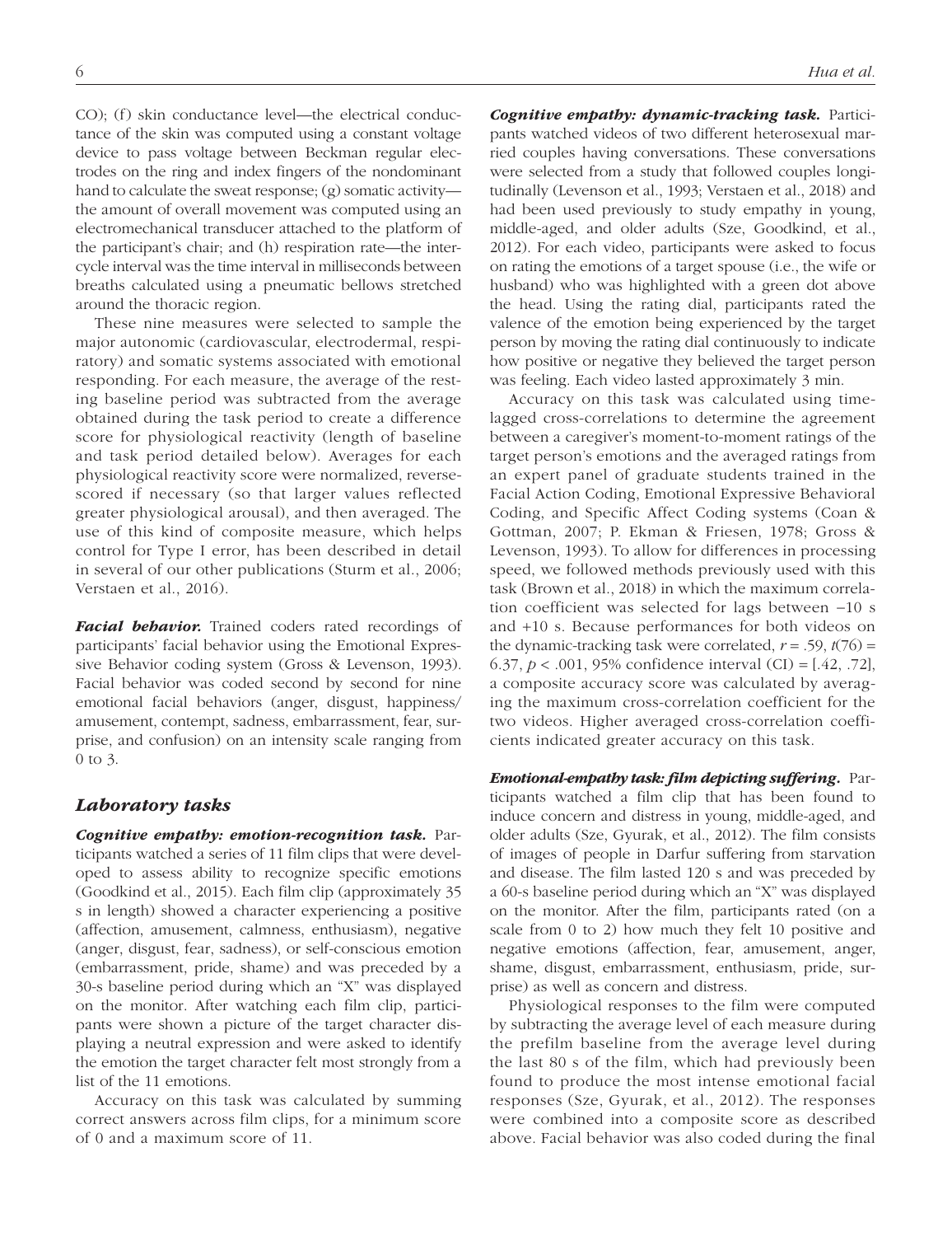CO); (f) skin conductance level—the electrical conductance of the skin was computed using a constant voltage device to pass voltage between Beckman regular electrodes on the ring and index fingers of the nondominant hand to calculate the sweat response; (g) somatic activity—the amount of overall movement was computed using an electromechanical transducer attached to the platform of the participant's chair; and (h) respiration rate—the intercycle interval was the time interval in milliseconds between breaths calculated using a pneumatic bellows stretched around the thoracic region.

These nine measures were selected to sample the major autonomic (cardiovascular, electrodermal, respiratory) and somatic systems associated with emotional responding. For each measure, the average of the resting baseline period was subtracted from the average obtained during the task period to create a difference score for physiological reactivity (length of baseline and task period detailed below). Averages for each physiological reactivity score were normalized, reverse-scored if necessary (so that larger values reflected greater physiological arousal), and then averaged. The use of this kind of composite measure, which helps control for Type I error, has been described in detail in several of our other publications (Sturm et al., 2006; Verstaen et al., 2016).

***Facial behavior.*** Trained coders rated recordings of participants' facial behavior using the Emotional Expressive Behavior coding system (Gross & Levenson, 1993). Facial behavior was coded second by second for nine emotional facial behaviors (anger, disgust, happiness/amusement, contempt, sadness, embarrassment, fear, surprise, and confusion) on an intensity scale ranging from 0 to 3.

## *Laboratory tasks*

***Cognitive empathy: emotion-recognition task.*** Participants watched a series of 11 film clips that were developed to assess ability to recognize specific emotions (Goodkind et al., 2015). Each film clip (approximately 35 s in length) showed a character experiencing a positive (affection, amusement, calmness, enthusiasm), negative (anger, disgust, fear, sadness), or self-conscious emotion (embarrassment, pride, shame) and was preceded by a 30-s baseline period during which an "X" was displayed on the monitor. After watching each film clip, participants were shown a picture of the target character displaying a neutral expression and were asked to identify the emotion the target character felt most strongly from a list of the 11 emotions.

Accuracy on this task was calculated by summing correct answers across film clips, for a minimum score of 0 and a maximum score of 11.

***Cognitive empathy: dynamic-tracking task.*** Participants watched videos of two different heterosexual married couples having conversations. These conversations were selected from a study that followed couples longitudinally (Levenson et al., 1993; Verstaen et al., 2018) and had been used previously to study empathy in young, middle-aged, and older adults (Sze, Goodkind, et al., 2012). For each video, participants were asked to focus on rating the emotions of a target spouse (i.e., the wife or husband) who was highlighted with a green dot above the head. Using the rating dial, participants rated the valence of the emotion being experienced by the target person by moving the rating dial continuously to indicate how positive or negative they believed the target person was feeling. Each video lasted approximately 3 min.

Accuracy on this task was calculated using time-lagged cross-correlations to determine the agreement between a caregiver's moment-to-moment ratings of the target person's emotions and the averaged ratings from an expert panel of graduate students trained in the Facial Action Coding, Emotional Expressive Behavioral Coding, and Specific Affect Coding systems (Coan & Gottman, 2007; P. Ekman & Friesen, 1978; Gross & Levenson, 1993). To allow for differences in processing speed, we followed methods previously used with this task (Brown et al., 2018) in which the maximum correlation coefficient was selected for lags between −10 s and +10 s. Because performances for both videos on the dynamic-tracking task were correlated, $r = .59$, $t(76) = 6.37$, $p < .001$, 95% confidence interval (CI) = [.42, .72], a composite accuracy score was calculated by averaging the maximum cross-correlation coefficient for the two videos. Higher averaged cross-correlation coefficients indicated greater accuracy on this task.

***Emotional-empathy task: film depicting suffering.*** Participants watched a film clip that has been found to induce concern and distress in young, middle-aged, and older adults (Sze, Gyurak, et al., 2012). The film consists of images of people in Darfur suffering from starvation and disease. The film lasted 120 s and was preceded by a 60-s baseline period during which an "X" was displayed on the monitor. After the film, participants rated (on a scale from 0 to 2) how much they felt 10 positive and negative emotions (affection, fear, amusement, anger, shame, disgust, embarrassment, enthusiasm, pride, surprise) as well as concern and distress.

Physiological responses to the film were computed by subtracting the average level of each measure during the prefilm baseline from the average level during the last 80 s of the film, which had previously been found to produce the most intense emotional facial responses (Sze, Gyurak, et al., 2012). The responses were combined into a composite score as described above. Facial behavior was also coded during the final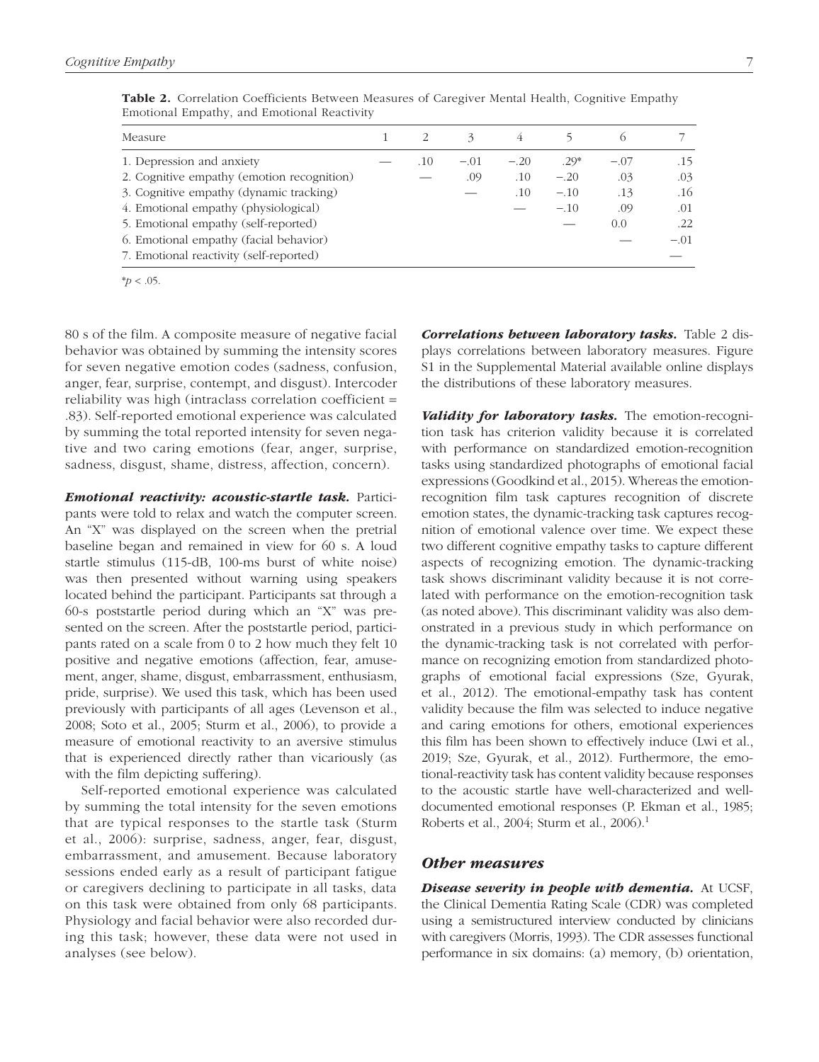**Table 2.** Correlation Coefficients Between Measures of Caregiver Mental Health, Cognitive Empathy Emotional Empathy, and Emotional Reactivity

| Measure | 1 | 2 | 3 | 4 | 5 | 6 | 7 |
|---|---|---|---|---|---|---|---|
| 1. Depression and anxiety | — | .10 | −.01 | −.20 | .29* | −.07 | .15 |
| 2. Cognitive empathy (emotion recognition) | | — | .09 | .10 | −.20 | .03 | .03 |
| 3. Cognitive empathy (dynamic tracking) | | | — | .10 | −.10 | .13 | .16 |
| 4. Emotional empathy (physiological) | | | | — | −.10 | .09 | .01 |
| 5. Emotional empathy (self-reported) | | | | | — | 0.0 | .22 |
| 6. Emotional empathy (facial behavior) | | | | | | — | −.01 |
| 7. Emotional reactivity (self-reported) | | | | | | | — |

*$p < .05$.

80 s of the film. A composite measure of negative facial behavior was obtained by summing the intensity scores for seven negative emotion codes (sadness, confusion, anger, fear, surprise, contempt, and disgust). Intercoder reliability was high (intraclass correlation coefficient = .83). Self-reported emotional experience was calculated by summing the total reported intensity for seven negative and two caring emotions (fear, anger, surprise, sadness, disgust, shame, distress, affection, concern).

***Emotional reactivity: acoustic-startle task.*** Participants were told to relax and watch the computer screen. An "X" was displayed on the screen when the pretrial baseline began and remained in view for 60 s. A loud startle stimulus (115-dB, 100-ms burst of white noise) was then presented without warning using speakers located behind the participant. Participants sat through a 60-s poststartle period during which an "X" was presented on the screen. After the poststartle period, participants rated on a scale from 0 to 2 how much they felt 10 positive and negative emotions (affection, fear, amusement, anger, shame, disgust, embarrassment, enthusiasm, pride, surprise). We used this task, which has been used previously with participants of all ages (Levenson et al., 2008; Soto et al., 2005; Sturm et al., 2006), to provide a measure of emotional reactivity to an aversive stimulus that is experienced directly rather than vicariously (as with the film depicting suffering).

Self-reported emotional experience was calculated by summing the total intensity for the seven emotions that are typical responses to the startle task (Sturm et al., 2006): surprise, sadness, anger, fear, disgust, embarrassment, and amusement. Because laboratory sessions ended early as a result of participant fatigue or caregivers declining to participate in all tasks, data on this task were obtained from only 68 participants. Physiology and facial behavior were also recorded during this task; however, these data were not used in analyses (see below).

***Correlations between laboratory tasks.*** Table 2 displays correlations between laboratory measures. Figure S1 in the Supplemental Material available online displays the distributions of these laboratory measures.

***Validity for laboratory tasks.*** The emotion-recognition task has criterion validity because it is correlated with performance on standardized emotion-recognition tasks using standardized photographs of emotional facial expressions (Goodkind et al., 2015). Whereas the emotion-recognition film task captures recognition of discrete emotion states, the dynamic-tracking task captures recognition of emotional valence over time. We expect these two different cognitive empathy tasks to capture different aspects of recognizing emotion. The dynamic-tracking task shows discriminant validity because it is not correlated with performance on the emotion-recognition task (as noted above). This discriminant validity was also demonstrated in a previous study in which performance on the dynamic-tracking task is not correlated with performance on recognizing emotion from standardized photographs of emotional facial expressions (Sze, Gyurak, et al., 2012). The emotional-empathy task has content validity because the film was selected to induce negative and caring emotions for others, emotional experiences this film has been shown to effectively induce (Lwi et al., 2019; Sze, Gyurak, et al., 2012). Furthermore, the emotional-reactivity task has content validity because responses to the acoustic startle have well-characterized and well-documented emotional responses (P. Ekman et al., 1985; Roberts et al., 2004; Sturm et al., 2006).[1]

### Other measures

***Disease severity in people with dementia.*** At UCSF, the Clinical Dementia Rating Scale (CDR) was completed using a semistructured interview conducted by clinicians with caregivers (Morris, 1993). The CDR assesses functional performance in six domains: (a) memory, (b) orientation,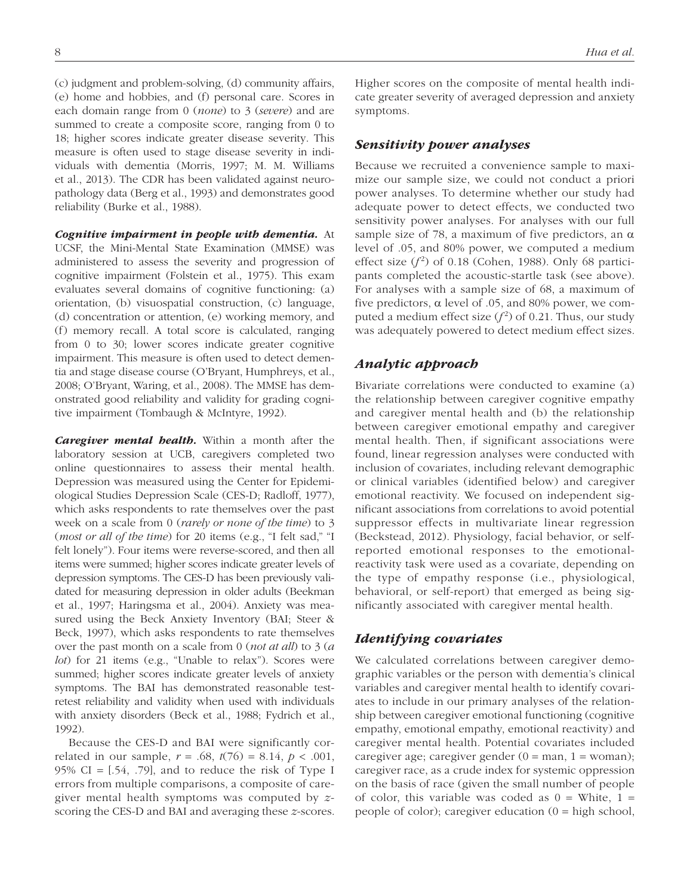(c) judgment and problem-solving, (d) community affairs, (e) home and hobbies, and (f) personal care. Scores in each domain range from 0 (*none*) to 3 (*severe*) and are summed to create a composite score, ranging from 0 to 18; higher scores indicate greater disease severity. This measure is often used to stage disease severity in individuals with dementia (Morris, 1997; M. M. Williams et al., 2013). The CDR has been validated against neuropathology data (Berg et al., 1993) and demonstrates good reliability (Burke et al., 1988).

***Cognitive impairment in people with dementia.*** At UCSF, the Mini-Mental State Examination (MMSE) was administered to assess the severity and progression of cognitive impairment (Folstein et al., 1975). This exam evaluates several domains of cognitive functioning: (a) orientation, (b) visuospatial construction, (c) language, (d) concentration or attention, (e) working memory, and (f) memory recall. A total score is calculated, ranging from 0 to 30; lower scores indicate greater cognitive impairment. This measure is often used to detect dementia and stage disease course (O'Bryant, Humphreys, et al., 2008; O'Bryant, Waring, et al., 2008). The MMSE has demonstrated good reliability and validity for grading cognitive impairment (Tombaugh & McIntyre, 1992).

***Caregiver mental health.*** Within a month after the laboratory session at UCB, caregivers completed two online questionnaires to assess their mental health. Depression was measured using the Center for Epidemiological Studies Depression Scale (CES-D; Radloff, 1977), which asks respondents to rate themselves over the past week on a scale from 0 (*rarely or none of the time*) to 3 (*most or all of the time*) for 20 items (e.g., "I felt sad," "I felt lonely"). Four items were reverse-scored, and then all items were summed; higher scores indicate greater levels of depression symptoms. The CES-D has been previously validated for measuring depression in older adults (Beekman et al., 1997; Haringsma et al., 2004). Anxiety was measured using the Beck Anxiety Inventory (BAI; Steer & Beck, 1997), which asks respondents to rate themselves over the past month on a scale from 0 (*not at all*) to 3 (*a lot*) for 21 items (e.g., "Unable to relax"). Scores were summed; higher scores indicate greater levels of anxiety symptoms. The BAI has demonstrated reasonable test-retest reliability and validity when used with individuals with anxiety disorders (Beck et al., 1988; Fydrich et al., 1992).

Because the CES-D and BAI were significantly correlated in our sample, $r = .68$, $t(76) = 8.14$, $p < .001$, 95% CI = [.54, .79], and to reduce the risk of Type I errors from multiple comparisons, a composite of caregiver mental health symptoms was computed by $z$-scoring the CES-D and BAI and averaging these $z$-scores. Higher scores on the composite of mental health indicate greater severity of averaged depression and anxiety symptoms.

### Sensitivity power analyses

Because we recruited a convenience sample to maximize our sample size, we could not conduct a priori power analyses. To determine whether our study had adequate power to detect effects, we conducted two sensitivity power analyses. For analyses with our full sample size of 78, a maximum of five predictors, an $\alpha$ level of .05, and 80% power, we computed a medium effect size ($f^2$) of 0.18 (Cohen, 1988). Only 68 participants completed the acoustic-startle task (see above). For analyses with a sample size of 68, a maximum of five predictors, $\alpha$ level of .05, and 80% power, we computed a medium effect size ($f^2$) of 0.21. Thus, our study was adequately powered to detect medium effect sizes.

### Analytic approach

Bivariate correlations were conducted to examine (a) the relationship between caregiver cognitive empathy and caregiver mental health and (b) the relationship between caregiver emotional empathy and caregiver mental health. Then, if significant associations were found, linear regression analyses were conducted with inclusion of covariates, including relevant demographic or clinical variables (identified below) and caregiver emotional reactivity. We focused on independent significant associations from correlations to avoid potential suppressor effects in multivariate linear regression (Beckstead, 2012). Physiology, facial behavior, or self-reported emotional responses to the emotional-reactivity task were used as a covariate, depending on the type of empathy response (i.e., physiological, behavioral, or self-report) that emerged as being significantly associated with caregiver mental health.

### Identifying covariates

We calculated correlations between caregiver demographic variables or the person with dementia's clinical variables and caregiver mental health to identify covariates to include in our primary analyses of the relationship between caregiver emotional functioning (cognitive empathy, emotional empathy, emotional reactivity) and caregiver mental health. Potential covariates included caregiver age; caregiver gender (0 = man, 1 = woman); caregiver race, as a crude index for systemic oppression on the basis of race (given the small number of people of color, this variable was coded as 0 = White, 1 = people of color); caregiver education (0 = high school,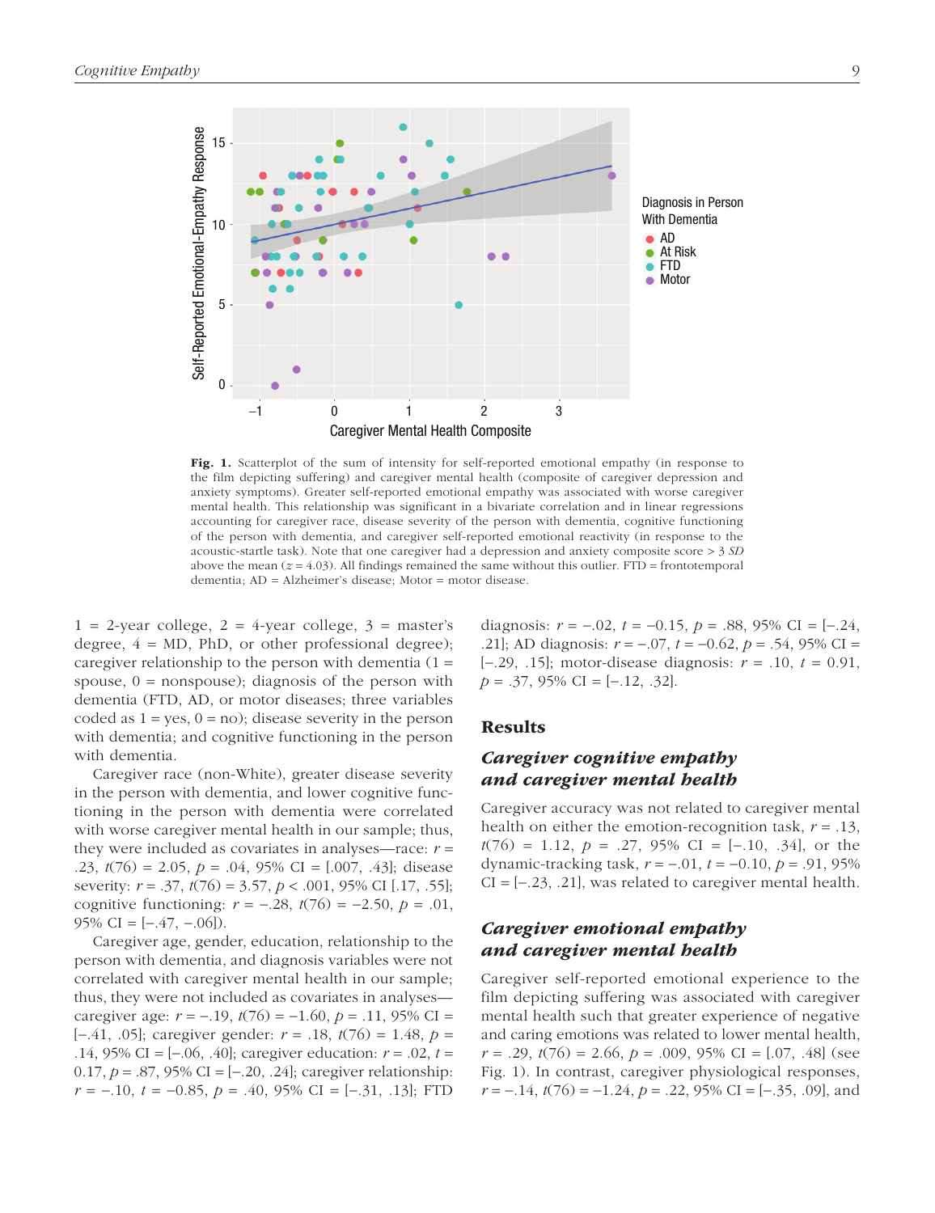**Fig. 1.** Scatterplot of the sum of intensity for self-reported emotional empathy (in response to the film depicting suffering) and caregiver mental health (composite of caregiver depression and anxiety symptoms). Greater self-reported emotional empathy was associated with worse caregiver mental health. This relationship was significant in a bivariate correlation and in linear regressions accounting for caregiver race, disease severity of the person with dementia, cognitive functioning of the person with dementia, and caregiver self-reported emotional reactivity (in response to the acoustic-startle task). Note that one caregiver had a depression and anxiety composite score > 3 *SD* above the mean ($z$ = 4.03). All findings remained the same without this outlier. FTD = frontotemporal dementia; AD = Alzheimer's disease; Motor = motor disease.

1 = 2-year college, 2 = 4-year college, 3 = master's degree, 4 = MD, PhD, or other professional degree); caregiver relationship to the person with dementia (1 = spouse, 0 = nonspouse); diagnosis of the person with dementia (FTD, AD, or motor diseases; three variables coded as 1 = yes, 0 = no); disease severity in the person with dementia; and cognitive functioning in the person with dementia.

Caregiver race (non-White), greater disease severity in the person with dementia, and lower cognitive functioning in the person with dementia were correlated with worse caregiver mental health in our sample; thus, they were included as covariates in analyses—race: $r$ = .23, $t$(76) = 2.05, $p$ = .04, 95% CI = [.007, .43]; disease severity: $r$ = .37, $t$(76) = 3.57, $p$ < .001, 95% CI [.17, .55]; cognitive functioning: $r$ = −.28, $t$(76) = −2.50, $p$ = .01, 95% CI = [−.47, −.06]).

Caregiver age, gender, education, relationship to the person with dementia, and diagnosis variables were not correlated with caregiver mental health in our sample; thus, they were not included as covariates in analyses—caregiver age: $r$ = −.19, $t$(76) = −1.60, $p$ = .11, 95% CI = [−.41, .05]; caregiver gender: $r$ = .18, $t$(76) = 1.48, $p$ = .14, 95% CI = [−.06, .40]; caregiver education: $r$ = .02, $t$ = 0.17, $p$ = .87, 95% CI = [−.20, .24]; caregiver relationship: $r$ = −.10, $t$ = −0.85, $p$ = .40, 95% CI = [−.31, .13]; FTD diagnosis: $r$ = −.02, $t$ = −0.15, $p$ = .88, 95% CI = [−.24, .21]; AD diagnosis: $r$ = −.07, $t$ = −0.62, $p$ = .54, 95% CI = [−.29, .15]; motor-disease diagnosis: $r$ = .10, $t$ = 0.91, $p$ = .37, 95% CI = [−.12, .32].

## Results

### *Caregiver cognitive empathy and caregiver mental health*

Caregiver accuracy was not related to caregiver mental health on either the emotion-recognition task, $r$ = .13, $t$(76) = 1.12, $p$ = .27, 95% CI = [−.10, .34], or the dynamic-tracking task, $r$ = −.01, $t$ = −0.10, $p$ = .91, 95% CI = [−.23, .21], was related to caregiver mental health.

### *Caregiver emotional empathy and caregiver mental health*

Caregiver self-reported emotional experience to the film depicting suffering was associated with caregiver mental health such that greater experience of negative and caring emotions was related to lower mental health, $r$ = .29, $t$(76) = 2.66, $p$ = .009, 95% CI = [.07, .48] (see Fig. 1). In contrast, caregiver physiological responses, $r$ = −.14, $t$(76) = −1.24, $p$ = .22, 95% CI = [−.35, .09], and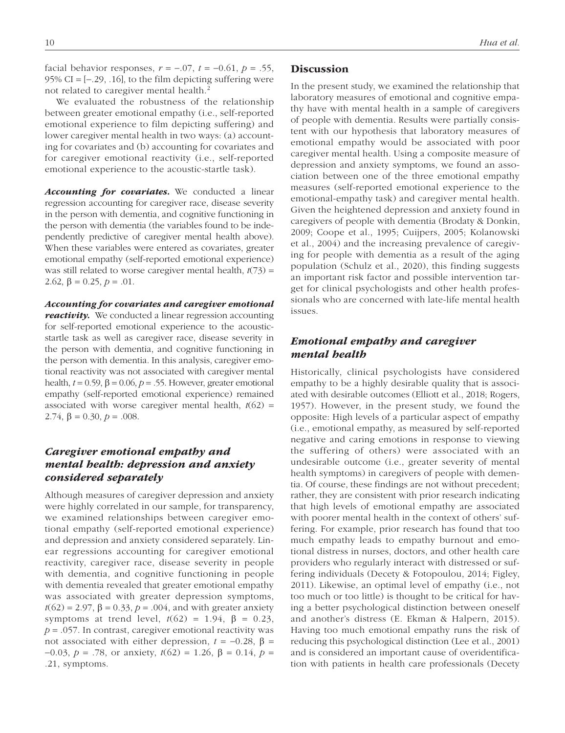facial behavior responses, $r = -.07$, $t = -0.61$, $p = .55$, 95% CI = [−.29, .16], to the film depicting suffering were not related to caregiver mental health.[2]

We evaluated the robustness of the relationship between greater emotional empathy (i.e., self-reported emotional experience to film depicting suffering) and lower caregiver mental health in two ways: (a) accounting for covariates and (b) accounting for covariates and for caregiver emotional reactivity (i.e., self-reported emotional experience to the acoustic-startle task).

***Accounting for covariates.*** We conducted a linear regression accounting for caregiver race, disease severity in the person with dementia, and cognitive functioning in the person with dementia (the variables found to be independently predictive of caregiver mental health above). When these variables were entered as covariates, greater emotional empathy (self-reported emotional experience) was still related to worse caregiver mental health, $t(73) = 2.62$, $\beta = 0.25$, $p = .01$.

***Accounting for covariates and caregiver emotional reactivity.*** We conducted a linear regression accounting for self-reported emotional experience to the acoustic-startle task as well as caregiver race, disease severity in the person with dementia, and cognitive functioning in the person with dementia. In this analysis, caregiver emotional reactivity was not associated with caregiver mental health, $t = 0.59$, $\beta = 0.06$, $p = .55$. However, greater emotional empathy (self-reported emotional experience) remained associated with worse caregiver mental health, $t(62) = 2.74$, $\beta = 0.30$, $p = .008$.

### *Caregiver emotional empathy and mental health: depression and anxiety considered separately*

Although measures of caregiver depression and anxiety were highly correlated in our sample, for transparency, we examined relationships between caregiver emotional empathy (self-reported emotional experience) and depression and anxiety considered separately. Linear regressions accounting for caregiver emotional reactivity, caregiver race, disease severity in people with dementia, and cognitive functioning in people with dementia revealed that greater emotional empathy was associated with greater depression symptoms, $t(62) = 2.97$, $\beta = 0.33$, $p = .004$, and with greater anxiety symptoms at trend level, $t(62) = 1.94$, $\beta = 0.23$, $p = .057$. In contrast, caregiver emotional reactivity was not associated with either depression, $t = -0.28$, $\beta = -0.03$, $p = .78$, or anxiety, $t(62) = 1.26$, $\beta = 0.14$, $p = .21$, symptoms.

## Discussion

In the present study, we examined the relationship that laboratory measures of emotional and cognitive empathy have with mental health in a sample of caregivers of people with dementia. Results were partially consistent with our hypothesis that laboratory measures of emotional empathy would be associated with poor caregiver mental health. Using a composite measure of depression and anxiety symptoms, we found an association between one of the three emotional empathy measures (self-reported emotional experience to the emotional-empathy task) and caregiver mental health. Given the heightened depression and anxiety found in caregivers of people with dementia (Brodaty & Donkin, 2009; Coope et al., 1995; Cuijpers, 2005; Kolanowski et al., 2004) and the increasing prevalence of caregiving for people with dementia as a result of the aging population (Schulz et al., 2020), this finding suggests an important risk factor and possible intervention target for clinical psychologists and other health professionals who are concerned with late-life mental health issues.

### *Emotional empathy and caregiver mental health*

Historically, clinical psychologists have considered empathy to be a highly desirable quality that is associated with desirable outcomes (Elliott et al., 2018; Rogers, 1957). However, in the present study, we found the opposite: High levels of a particular aspect of empathy (i.e., emotional empathy, as measured by self-reported negative and caring emotions in response to viewing the suffering of others) were associated with an undesirable outcome (i.e., greater severity of mental health symptoms) in caregivers of people with dementia. Of course, these findings are not without precedent; rather, they are consistent with prior research indicating that high levels of emotional empathy are associated with poorer mental health in the context of others' suffering. For example, prior research has found that too much empathy leads to empathy burnout and emotional distress in nurses, doctors, and other health care providers who regularly interact with distressed or suffering individuals (Decety & Fotopoulou, 2014; Figley, 2011). Likewise, an optimal level of empathy (i.e., not too much or too little) is thought to be critical for having a better psychological distinction between oneself and another's distress (E. Ekman & Halpern, 2015). Having too much emotional empathy runs the risk of reducing this psychological distinction (Lee et al., 2001) and is considered an important cause of overidentification with patients in health care professionals (Decety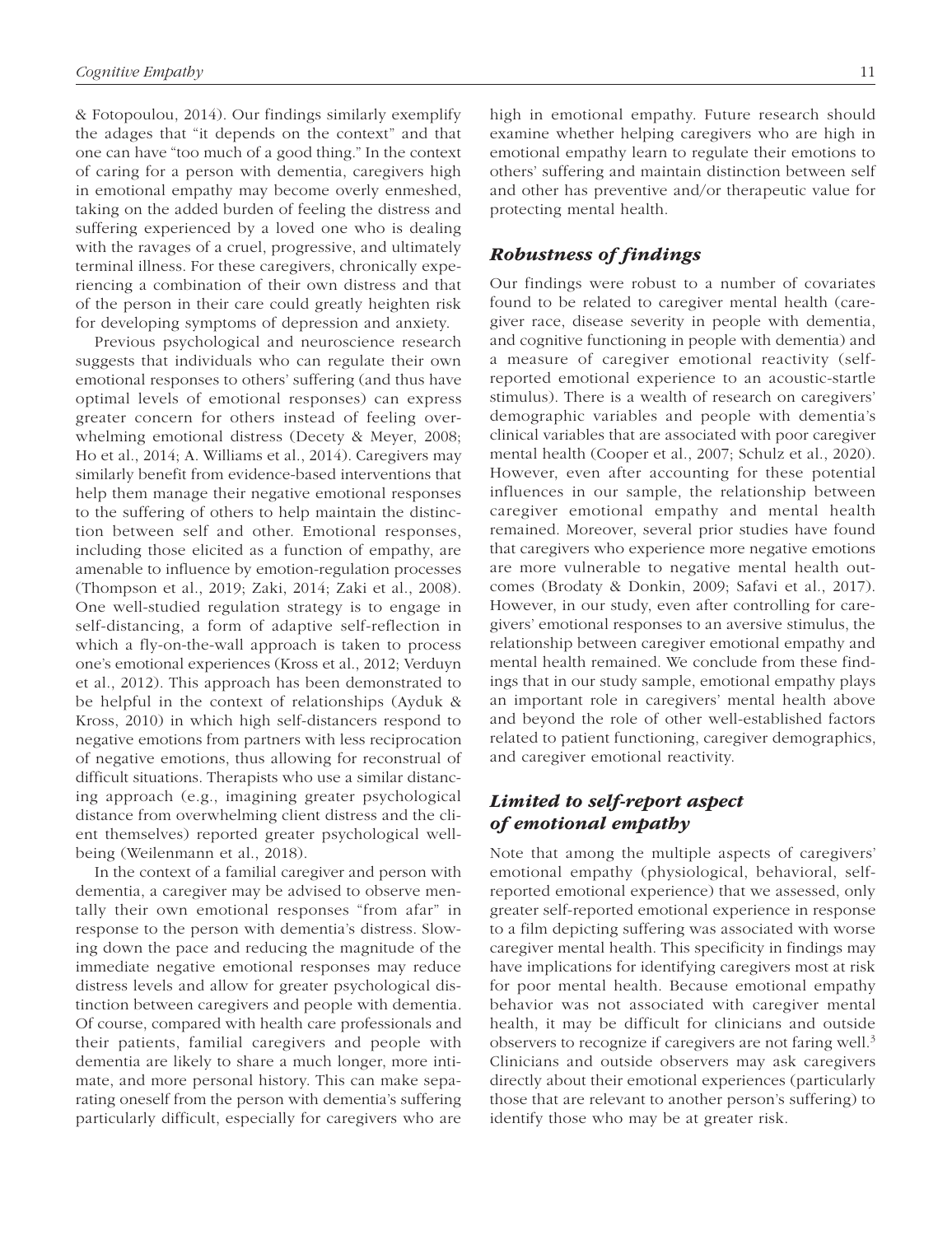& Fotopoulou, 2014). Our findings similarly exemplify the adages that "it depends on the context" and that one can have "too much of a good thing." In the context of caring for a person with dementia, caregivers high in emotional empathy may become overly enmeshed, taking on the added burden of feeling the distress and suffering experienced by a loved one who is dealing with the ravages of a cruel, progressive, and ultimately terminal illness. For these caregivers, chronically experiencing a combination of their own distress and that of the person in their care could greatly heighten risk for developing symptoms of depression and anxiety.

Previous psychological and neuroscience research suggests that individuals who can regulate their own emotional responses to others' suffering (and thus have optimal levels of emotional responses) can express greater concern for others instead of feeling overwhelming emotional distress (Decety & Meyer, 2008; Ho et al., 2014; A. Williams et al., 2014). Caregivers may similarly benefit from evidence-based interventions that help them manage their negative emotional responses to the suffering of others to help maintain the distinction between self and other. Emotional responses, including those elicited as a function of empathy, are amenable to influence by emotion-regulation processes (Thompson et al., 2019; Zaki, 2014; Zaki et al., 2008). One well-studied regulation strategy is to engage in self-distancing, a form of adaptive self-reflection in which a fly-on-the-wall approach is taken to process one's emotional experiences (Kross et al., 2012; Verduyn et al., 2012). This approach has been demonstrated to be helpful in the context of relationships (Ayduk & Kross, 2010) in which high self-distancers respond to negative emotions from partners with less reciprocation of negative emotions, thus allowing for reconstrual of difficult situations. Therapists who use a similar distancing approach (e.g., imagining greater psychological distance from overwhelming client distress and the client themselves) reported greater psychological well-being (Weilenmann et al., 2018).

In the context of a familial caregiver and person with dementia, a caregiver may be advised to observe mentally their own emotional responses "from afar" in response to the person with dementia's distress. Slowing down the pace and reducing the magnitude of the immediate negative emotional responses may reduce distress levels and allow for greater psychological distinction between caregivers and people with dementia. Of course, compared with health care professionals and their patients, familial caregivers and people with dementia are likely to share a much longer, more intimate, and more personal history. This can make separating oneself from the person with dementia's suffering particularly difficult, especially for caregivers who are high in emotional empathy. Future research should examine whether helping caregivers who are high in emotional empathy learn to regulate their emotions to others' suffering and maintain distinction between self and other has preventive and/or therapeutic value for protecting mental health.

## *Robustness of findings*

Our findings were robust to a number of covariates found to be related to caregiver mental health (caregiver race, disease severity in people with dementia, and cognitive functioning in people with dementia) and a measure of caregiver emotional reactivity (self-reported emotional experience to an acoustic-startle stimulus). There is a wealth of research on caregivers' demographic variables and people with dementia's clinical variables that are associated with poor caregiver mental health (Cooper et al., 2007; Schulz et al., 2020). However, even after accounting for these potential influences in our sample, the relationship between caregiver emotional empathy and mental health remained. Moreover, several prior studies have found that caregivers who experience more negative emotions are more vulnerable to negative mental health outcomes (Brodaty & Donkin, 2009; Safavi et al., 2017). However, in our study, even after controlling for caregivers' emotional responses to an aversive stimulus, the relationship between caregiver emotional empathy and mental health remained. We conclude from these findings that in our study sample, emotional empathy plays an important role in caregivers' mental health above and beyond the role of other well-established factors related to patient functioning, caregiver demographics, and caregiver emotional reactivity.

## *Limited to self-report aspect of emotional empathy*

Note that among the multiple aspects of caregivers' emotional empathy (physiological, behavioral, self-reported emotional experience) that we assessed, only greater self-reported emotional experience in response to a film depicting suffering was associated with worse caregiver mental health. This specificity in findings may have implications for identifying caregivers most at risk for poor mental health. Because emotional empathy behavior was not associated with caregiver mental health, it may be difficult for clinicians and outside observers to recognize if caregivers are not faring well.[3] Clinicians and outside observers may ask caregivers directly about their emotional experiences (particularly those that are relevant to another person's suffering) to identify those who may be at greater risk.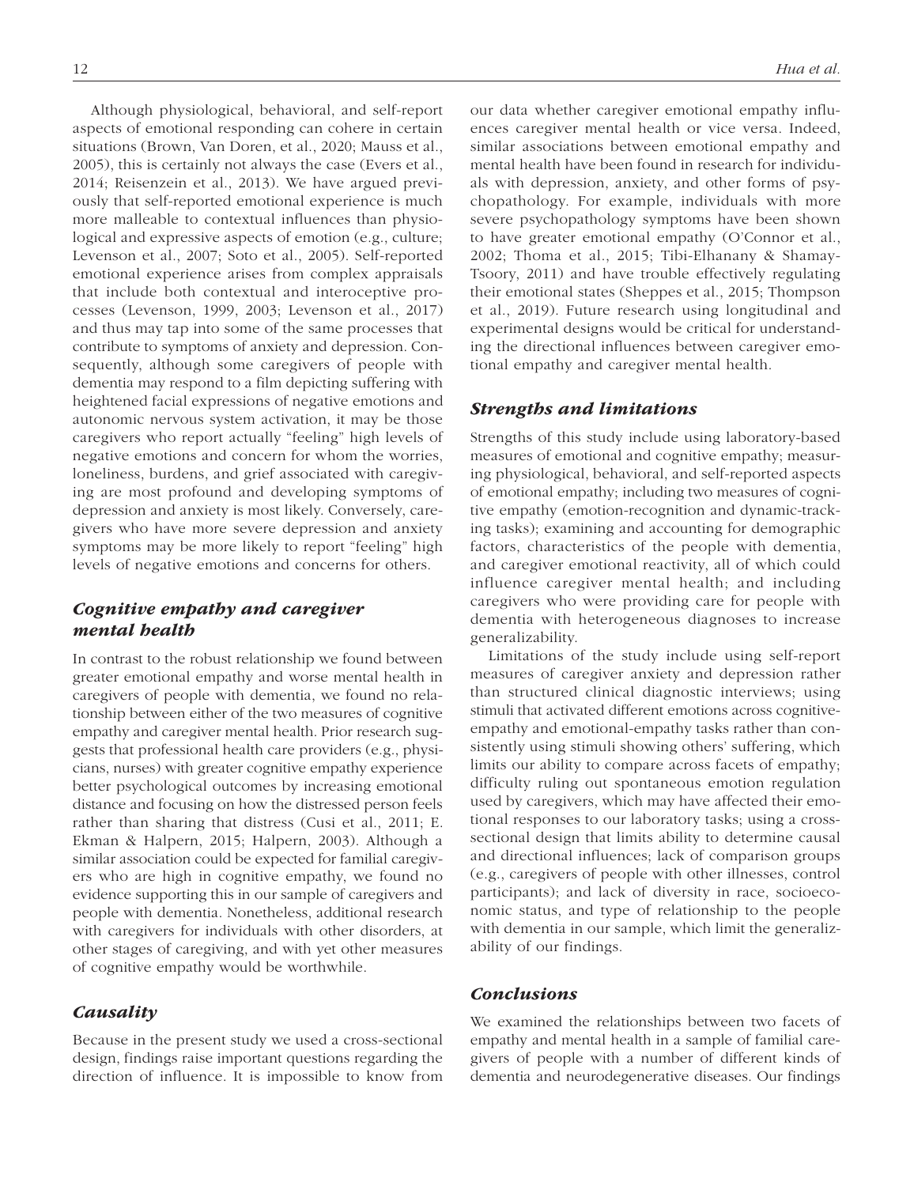Although physiological, behavioral, and self-report aspects of emotional responding can cohere in certain situations (Brown, Van Doren, et al., 2020; Mauss et al., 2005), this is certainly not always the case (Evers et al., 2014; Reisenzein et al., 2013). We have argued previously that self-reported emotional experience is much more malleable to contextual influences than physiological and expressive aspects of emotion (e.g., culture; Levenson et al., 2007; Soto et al., 2005). Self-reported emotional experience arises from complex appraisals that include both contextual and interoceptive processes (Levenson, 1999, 2003; Levenson et al., 2017) and thus may tap into some of the same processes that contribute to symptoms of anxiety and depression. Consequently, although some caregivers of people with dementia may respond to a film depicting suffering with heightened facial expressions of negative emotions and autonomic nervous system activation, it may be those caregivers who report actually "feeling" high levels of negative emotions and concern for whom the worries, loneliness, burdens, and grief associated with caregiving are most profound and developing symptoms of depression and anxiety is most likely. Conversely, caregivers who have more severe depression and anxiety symptoms may be more likely to report "feeling" high levels of negative emotions and concerns for others.

### *Cognitive empathy and caregiver mental health*

In contrast to the robust relationship we found between greater emotional empathy and worse mental health in caregivers of people with dementia, we found no relationship between either of the two measures of cognitive empathy and caregiver mental health. Prior research suggests that professional health care providers (e.g., physicians, nurses) with greater cognitive empathy experience better psychological outcomes by increasing emotional distance and focusing on how the distressed person feels rather than sharing that distress (Cusi et al., 2011; E. Ekman & Halpern, 2015; Halpern, 2003). Although a similar association could be expected for familial caregivers who are high in cognitive empathy, we found no evidence supporting this in our sample of caregivers and people with dementia. Nonetheless, additional research with caregivers for individuals with other disorders, at other stages of caregiving, and with yet other measures of cognitive empathy would be worthwhile.

### *Causality*

Because in the present study we used a cross-sectional design, findings raise important questions regarding the direction of influence. It is impossible to know from our data whether caregiver emotional empathy influences caregiver mental health or vice versa. Indeed, similar associations between emotional empathy and mental health have been found in research for individuals with depression, anxiety, and other forms of psychopathology. For example, individuals with more severe psychopathology symptoms have been shown to have greater emotional empathy (O'Connor et al., 2002; Thoma et al., 2015; Tibi-Elhanany & Shamay-Tsoory, 2011) and have trouble effectively regulating their emotional states (Sheppes et al., 2015; Thompson et al., 2019). Future research using longitudinal and experimental designs would be critical for understanding the directional influences between caregiver emotional empathy and caregiver mental health.

### *Strengths and limitations*

Strengths of this study include using laboratory-based measures of emotional and cognitive empathy; measuring physiological, behavioral, and self-reported aspects of emotional empathy; including two measures of cognitive empathy (emotion-recognition and dynamic-tracking tasks); examining and accounting for demographic factors, characteristics of the people with dementia, and caregiver emotional reactivity, all of which could influence caregiver mental health; and including caregivers who were providing care for people with dementia with heterogeneous diagnoses to increase generalizability.

Limitations of the study include using self-report measures of caregiver anxiety and depression rather than structured clinical diagnostic interviews; using stimuli that activated different emotions across cognitive-empathy and emotional-empathy tasks rather than consistently using stimuli showing others' suffering, which limits our ability to compare across facets of empathy; difficulty ruling out spontaneous emotion regulation used by caregivers, which may have affected their emotional responses to our laboratory tasks; using a cross-sectional design that limits ability to determine causal and directional influences; lack of comparison groups (e.g., caregivers of people with other illnesses, control participants); and lack of diversity in race, socioeconomic status, and type of relationship to the people with dementia in our sample, which limit the generalizability of our findings.

### *Conclusions*

We examined the relationships between two facets of empathy and mental health in a sample of familial caregivers of people with a number of different kinds of dementia and neurodegenerative diseases. Our findings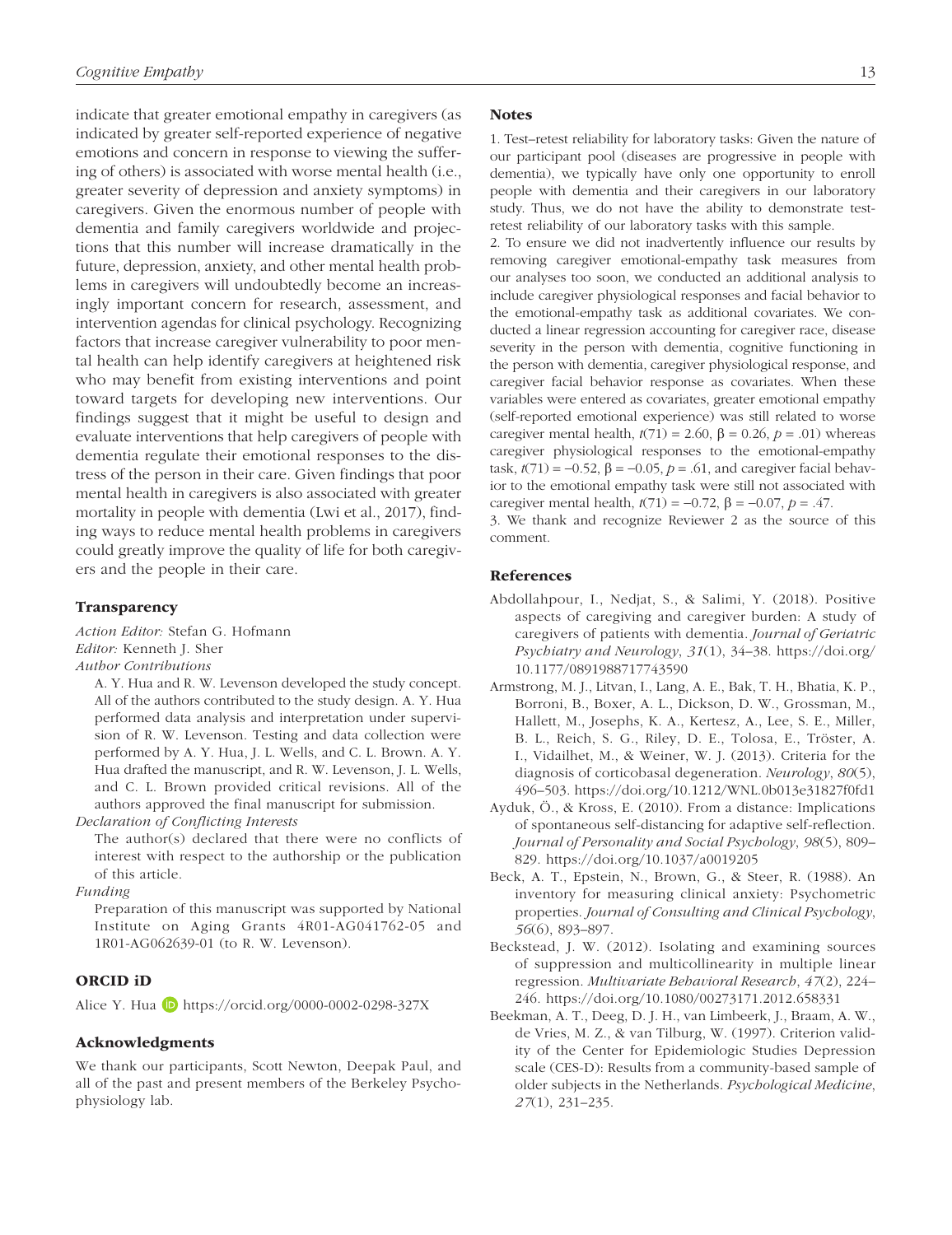indicate that greater emotional empathy in caregivers (as indicated by greater self-reported experience of negative emotions and concern in response to viewing the suffering of others) is associated with worse mental health (i.e., greater severity of depression and anxiety symptoms) in caregivers. Given the enormous number of people with dementia and family caregivers worldwide and projections that this number will increase dramatically in the future, depression, anxiety, and other mental health problems in caregivers will undoubtedly become an increasingly important concern for research, assessment, and intervention agendas for clinical psychology. Recognizing factors that increase caregiver vulnerability to poor mental health can help identify caregivers at heightened risk who may benefit from existing interventions and point toward targets for developing new interventions. Our findings suggest that it might be useful to design and evaluate interventions that help caregivers of people with dementia regulate their emotional responses to the distress of the person in their care. Given findings that poor mental health in caregivers is also associated with greater mortality in people with dementia (Lwi et al., 2017), finding ways to reduce mental health problems in caregivers could greatly improve the quality of life for both caregivers and the people in their care.

## Transparency

*Action Editor:* Stefan G. Hofmann
*Editor:* Kenneth J. Sher
*Author Contributions*

A. Y. Hua and R. W. Levenson developed the study concept. All of the authors contributed to the study design. A. Y. Hua performed data analysis and interpretation under supervision of R. W. Levenson. Testing and data collection were performed by A. Y. Hua, J. L. Wells, and C. L. Brown. A. Y. Hua drafted the manuscript, and R. W. Levenson, J. L. Wells, and C. L. Brown provided critical revisions. All of the authors approved the final manuscript for submission.

*Declaration of Conflicting Interests*

The author(s) declared that there were no conflicts of interest with respect to the authorship or the publication of this article.

*Funding*

Preparation of this manuscript was supported by National Institute on Aging Grants 4R01-AG041762-05 and 1R01-AG062639-01 (to R. W. Levenson).

## ORCID iD

Alice Y. Hua https://orcid.org/0000-0002-0298-327X

## Acknowledgments

We thank our participants, Scott Newton, Deepak Paul, and all of the past and present members of the Berkeley Psychophysiology lab.

## Notes

1. Test–retest reliability for laboratory tasks: Given the nature of our participant pool (diseases are progressive in people with dementia), we typically have only one opportunity to enroll people with dementia and their caregivers in our laboratory study. Thus, we do not have the ability to demonstrate test-retest reliability of our laboratory tasks with this sample.

2. To ensure we did not inadvertently influence our results by removing caregiver emotional-empathy task measures from our analyses too soon, we conducted an additional analysis to include caregiver physiological responses and facial behavior to the emotional-empathy task as additional covariates. We conducted a linear regression accounting for caregiver race, disease severity in the person with dementia, cognitive functioning in the person with dementia, caregiver physiological response, and caregiver facial behavior response as covariates. When these variables were entered as covariates, greater emotional empathy (self-reported emotional experience) was still related to worse caregiver mental health, $t(71) = 2.60$, $\beta = 0.26$, $p = .01$) whereas caregiver physiological responses to the emotional-empathy task, $t(71) = -0.52$, $\beta = -0.05$, $p = .61$, and caregiver facial behavior to the emotional empathy task were still not associated with caregiver mental health, $t(71) = -0.72$, $\beta = -0.07$, $p = .47$.

3. We thank and recognize Reviewer 2 as the source of this comment.

## References

Abdollahpour, I., Nedjat, S., & Salimi, Y. (2018). Positive aspects of caregiving and caregiver burden: A study of caregivers of patients with dementia. *Journal of Geriatric Psychiatry and Neurology*, *31*(1), 34–38. https://doi.org/10.1177/0891988717743590

Armstrong, M. J., Litvan, I., Lang, A. E., Bak, T. H., Bhatia, K. P., Borroni, B., Boxer, A. L., Dickson, D. W., Grossman, M., Hallett, M., Josephs, K. A., Kertesz, A., Lee, S. E., Miller, B. L., Reich, S. G., Riley, D. E., Tolosa, E., Tröster, A. I., Vidailhet, M., & Weiner, W. J. (2013). Criteria for the diagnosis of corticobasal degeneration. *Neurology*, *80*(5), 496–503. https://doi.org/10.1212/WNL.0b013e31827f0fd1

Ayduk, Ö., & Kross, E. (2010). From a distance: Implications of spontaneous self-distancing for adaptive self-reflection. *Journal of Personality and Social Psychology*, *98*(5), 809–829. https://doi.org/10.1037/a0019205

Beck, A. T., Epstein, N., Brown, G., & Steer, R. (1988). An inventory for measuring clinical anxiety: Psychometric properties. *Journal of Consulting and Clinical Psychology*, *56*(6), 893–897.

Beckstead, J. W. (2012). Isolating and examining sources of suppression and multicollinearity in multiple linear regression. *Multivariate Behavioral Research*, *47*(2), 224–246. https://doi.org/10.1080/00273171.2012.658331

Beekman, A. T., Deeg, D. J. H., van Limbeerk, J., Braam, A. W., de Vries, M. Z., & van Tilburg, W. (1997). Criterion validity of the Center for Epidemiologic Studies Depression scale (CES-D): Results from a community-based sample of older subjects in the Netherlands. *Psychological Medicine*, *27*(1), 231–235.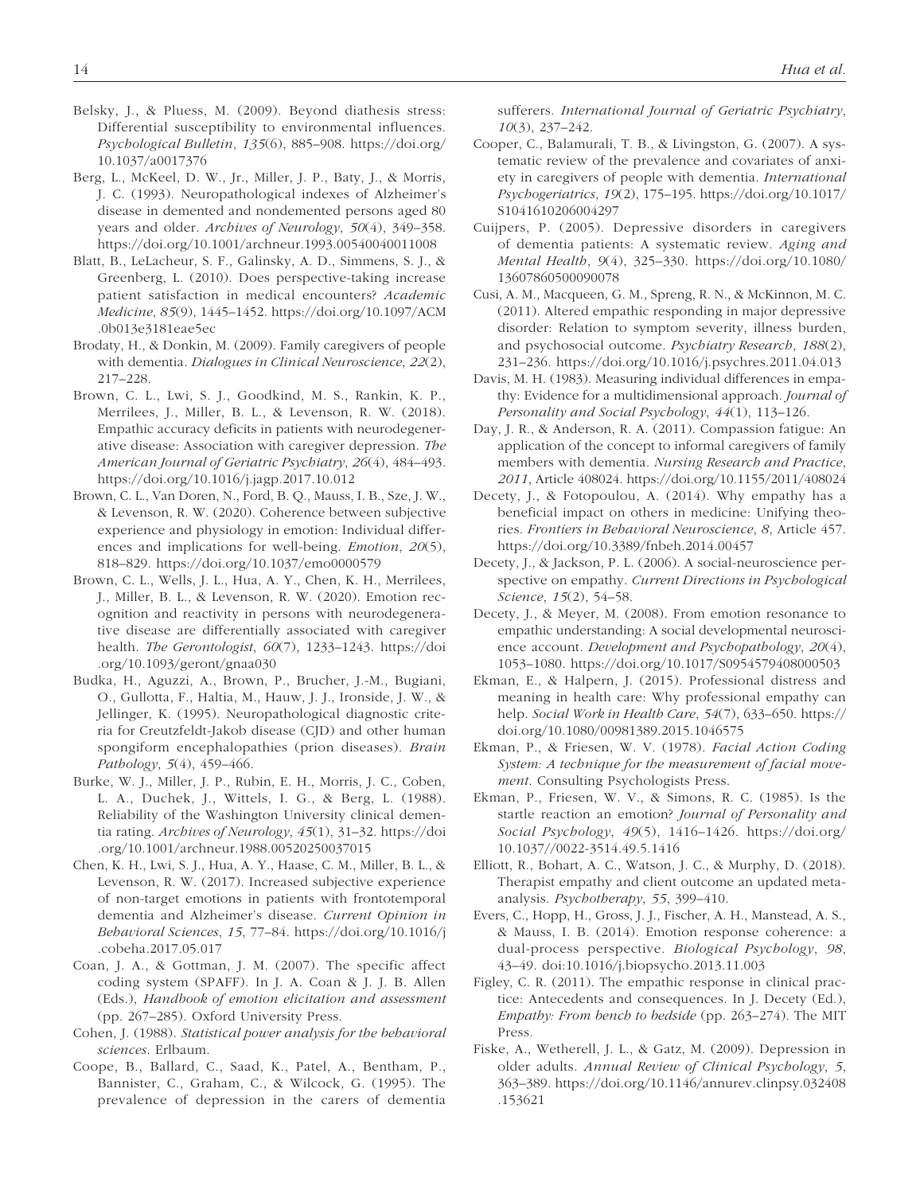Belsky, J., & Pluess, M. (2009). Beyond diathesis stress: Differential susceptibility to environmental influences. *Psychological Bulletin*, *135*(6), 885–908. https://doi.org/10.1037/a0017376

Berg, L., McKeel, D. W., Jr., Miller, J. P., Baty, J., & Morris, J. C. (1993). Neuropathological indexes of Alzheimer's disease in demented and nondemented persons aged 80 years and older. *Archives of Neurology*, *50*(4), 349–358. https://doi.org/10.1001/archneur.1993.00540040011008

Blatt, B., LeLacheur, S. F., Galinsky, A. D., Simmens, S. J., & Greenberg, L. (2010). Does perspective-taking increase patient satisfaction in medical encounters? *Academic Medicine*, *85*(9), 1445–1452. https://doi.org/10.1097/ACM.0b013e3181eae5ec

Brodaty, H., & Donkin, M. (2009). Family caregivers of people with dementia. *Dialogues in Clinical Neuroscience*, *22*(2), 217–228.

Brown, C. L., Lwi, S. J., Goodkind, M. S., Rankin, K. P., Merrilees, J., Miller, B. L., & Levenson, R. W. (2018). Empathic accuracy deficits in patients with neurodegenerative disease: Association with caregiver depression. *The American Journal of Geriatric Psychiatry*, *26*(4), 484–493. https://doi.org/10.1016/j.jagp.2017.10.012

Brown, C. L., Van Doren, N., Ford, B. Q., Mauss, I. B., Sze, J. W., & Levenson, R. W. (2020). Coherence between subjective experience and physiology in emotion: Individual differences and implications for well-being. *Emotion*, *20*(5), 818–829. https://doi.org/10.1037/emo0000579

Brown, C. L., Wells, J. L., Hua, A. Y., Chen, K. H., Merrilees, J., Miller, B. L., & Levenson, R. W. (2020). Emotion recognition and reactivity in persons with neurodegenerative disease are differentially associated with caregiver health. *The Gerontologist*, *60*(7), 1233–1243. https://doi.org/10.1093/geront/gnaa030

Budka, H., Aguzzi, A., Brown, P., Brucher, J.-M., Bugiani, O., Gullotta, F., Haltia, M., Hauw, J. J., Ironside, J. W., & Jellinger, K. (1995). Neuropathological diagnostic criteria for Creutzfeldt-Jakob disease (CJD) and other human spongiform encephalopathies (prion diseases). *Brain Pathology*, *5*(4), 459–466.

Burke, W. J., Miller, J. P., Rubin, E. H., Morris, J. C., Coben, L. A., Duchek, J., Wittels, I. G., & Berg, L. (1988). Reliability of the Washington University clinical dementia rating. *Archives of Neurology*, *45*(1), 31–32. https://doi.org/10.1001/archneur.1988.00520250037015

Chen, K. H., Lwi, S. J., Hua, A. Y., Haase, C. M., Miller, B. L., & Levenson, R. W. (2017). Increased subjective experience of non-target emotions in patients with frontotemporal dementia and Alzheimer's disease. *Current Opinion in Behavioral Sciences*, *15*, 77–84. https://doi.org/10.1016/j.cobeha.2017.05.017

Coan, J. A., & Gottman, J. M. (2007). The specific affect coding system (SPAFF). In J. A. Coan & J. J. B. Allen (Eds.), *Handbook of emotion elicitation and assessment* (pp. 267–285). Oxford University Press.

Cohen, J. (1988). *Statistical power analysis for the behavioral sciences*. Erlbaum.

Coope, B., Ballard, C., Saad, K., Patel, A., Bentham, P., Bannister, C., Graham, C., & Wilcock, G. (1995). The prevalence of depression in the carers of dementia sufferers. *International Journal of Geriatric Psychiatry*, *10*(3), 237–242.

Cooper, C., Balamurali, T. B., & Livingston, G. (2007). A systematic review of the prevalence and covariates of anxiety in caregivers of people with dementia. *International Psychogeriatrics*, *19*(2), 175–195. https://doi.org/10.1017/S1041610206004297

Cuijpers, P. (2005). Depressive disorders in caregivers of dementia patients: A systematic review. *Aging and Mental Health*, *9*(4), 325–330. https://doi.org/10.1080/13607860500090078

Cusi, A. M., Macqueen, G. M., Spreng, R. N., & McKinnon, M. C. (2011). Altered empathic responding in major depressive disorder: Relation to symptom severity, illness burden, and psychosocial outcome. *Psychiatry Research*, *188*(2), 231–236. https://doi.org/10.1016/j.psychres.2011.04.013

Davis, M. H. (1983). Measuring individual differences in empathy: Evidence for a multidimensional approach. *Journal of Personality and Social Psychology*, *44*(1), 113–126.

Day, J. R., & Anderson, R. A. (2011). Compassion fatigue: An application of the concept to informal caregivers of family members with dementia. *Nursing Research and Practice*, *2011*, Article 408024. https://doi.org/10.1155/2011/408024

Decety, J., & Fotopoulou, A. (2014). Why empathy has a beneficial impact on others in medicine: Unifying theories. *Frontiers in Behavioral Neuroscience*, *8*, Article 457. https://doi.org/10.3389/fnbeh.2014.00457

Decety, J., & Jackson, P. L. (2006). A social-neuroscience perspective on empathy. *Current Directions in Psychological Science*, *15*(2), 54–58.

Decety, J., & Meyer, M. (2008). From emotion resonance to empathic understanding: A social developmental neuroscience account. *Development and Psychopathology*, *20*(4), 1053–1080. https://doi.org/10.1017/S0954579408000503

Ekman, E., & Halpern, J. (2015). Professional distress and meaning in health care: Why professional empathy can help. *Social Work in Health Care*, *54*(7), 633–650. https://doi.org/10.1080/00981389.2015.1046575

Ekman, P., & Friesen, W. V. (1978). *Facial Action Coding System: A technique for the measurement of facial movement*. Consulting Psychologists Press.

Ekman, P., Friesen, W. V., & Simons, R. C. (1985). Is the startle reaction an emotion? *Journal of Personality and Social Psychology*, *49*(5), 1416–1426. https://doi.org/10.1037//0022-3514.49.5.1416

Elliott, R., Bohart, A. C., Watson, J. C., & Murphy, D. (2018). Therapist empathy and client outcome an updated meta-analysis. *Psychotherapy*, *55*, 399–410.

Evers, C., Hopp, H., Gross, J. J., Fischer, A. H., Manstead, A. S., & Mauss, I. B. (2014). Emotion response coherence: a dual-process perspective. *Biological Psychology*, *98*, 43–49. doi:10.1016/j.biopsycho.2013.11.003

Figley, C. R. (2011). The empathic response in clinical practice: Antecedents and consequences. In J. Decety (Ed.), *Empathy: From bench to bedside* (pp. 263–274). The MIT Press.

Fiske, A., Wetherell, J. L., & Gatz, M. (2009). Depression in older adults. *Annual Review of Clinical Psychology*, *5*, 363–389. https://doi.org/10.1146/annurev.clinpsy.032408.153621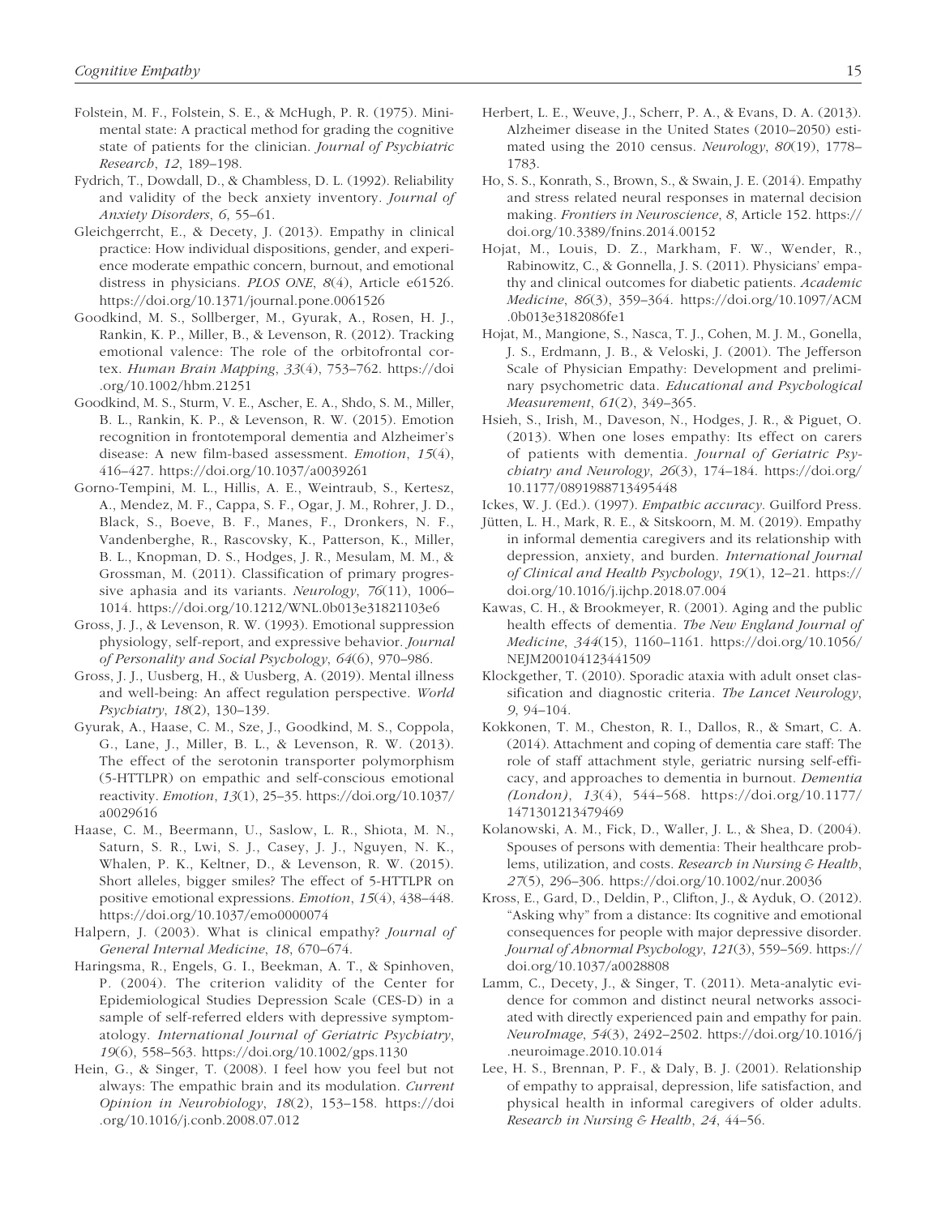Folstein, M. F., Folstein, S. E., & McHugh, P. R. (1975). Mini-mental state: A practical method for grading the cognitive state of patients for the clinician. *Journal of Psychiatric Research*, *12*, 189–198.

Fydrich, T., Dowdall, D., & Chambless, D. L. (1992). Reliability and validity of the beck anxiety inventory. *Journal of Anxiety Disorders*, *6*, 55–61.

Gleichgerrcht, E., & Decety, J. (2013). Empathy in clinical practice: How individual dispositions, gender, and experience moderate empathic concern, burnout, and emotional distress in physicians. *PLOS ONE*, *8*(4), Article e61526. https://doi.org/10.1371/journal.pone.0061526

Goodkind, M. S., Sollberger, M., Gyurak, A., Rosen, H. J., Rankin, K. P., Miller, B., & Levenson, R. (2012). Tracking emotional valence: The role of the orbitofrontal cortex. *Human Brain Mapping*, *33*(4), 753–762. https://doi.org/10.1002/hbm.21251

Goodkind, M. S., Sturm, V. E., Ascher, E. A., Shdo, S. M., Miller, B. L., Rankin, K. P., & Levenson, R. W. (2015). Emotion recognition in frontotemporal dementia and Alzheimer's disease: A new film-based assessment. *Emotion*, *15*(4), 416–427. https://doi.org/10.1037/a0039261

Gorno-Tempini, M. L., Hillis, A. E., Weintraub, S., Kertesz, A., Mendez, M. F., Cappa, S. F., Ogar, J. M., Rohrer, J. D., Black, S., Boeve, B. F., Manes, F., Dronkers, N. F., Vandenberghe, R., Rascovsky, K., Patterson, K., Miller, B. L., Knopman, D. S., Hodges, J. R., Mesulam, M. M., & Grossman, M. (2011). Classification of primary progressive aphasia and its variants. *Neurology*, *76*(11), 1006–1014. https://doi.org/10.1212/WNL.0b013e31821103e6

Gross, J. J., & Levenson, R. W. (1993). Emotional suppression physiology, self-report, and expressive behavior. *Journal of Personality and Social Psychology*, *64*(6), 970–986.

Gross, J. J., Uusberg, H., & Uusberg, A. (2019). Mental illness and well-being: An affect regulation perspective. *World Psychiatry*, *18*(2), 130–139.

Gyurak, A., Haase, C. M., Sze, J., Goodkind, M. S., Coppola, G., Lane, J., Miller, B. L., & Levenson, R. W. (2013). The effect of the serotonin transporter polymorphism (5-HTTLPR) on empathic and self-conscious emotional reactivity. *Emotion*, *13*(1), 25–35. https://doi.org/10.1037/a0029616

Haase, C. M., Beermann, U., Saslow, L. R., Shiota, M. N., Saturn, S. R., Lwi, S. J., Casey, J. J., Nguyen, N. K., Whalen, P. K., Keltner, D., & Levenson, R. W. (2015). Short alleles, bigger smiles? The effect of 5-HTTLPR on positive emotional expressions. *Emotion*, *15*(4), 438–448. https://doi.org/10.1037/emo0000074

Halpern, J. (2003). What is clinical empathy? *Journal of General Internal Medicine*, *18*, 670–674.

Haringsma, R., Engels, G. I., Beekman, A. T., & Spinhoven, P. (2004). The criterion validity of the Center for Epidemiological Studies Depression Scale (CES-D) in a sample of self-referred elders with depressive symptomatology. *International Journal of Geriatric Psychiatry*, *19*(6), 558–563. https://doi.org/10.1002/gps.1130

Hein, G., & Singer, T. (2008). I feel how you feel but not always: The empathic brain and its modulation. *Current Opinion in Neurobiology*, *18*(2), 153–158. https://doi.org/10.1016/j.conb.2008.07.012

Herbert, L. E., Weuve, J., Scherr, P. A., & Evans, D. A. (2013). Alzheimer disease in the United States (2010–2050) estimated using the 2010 census. *Neurology*, *80*(19), 1778–1783.

Ho, S. S., Konrath, S., Brown, S., & Swain, J. E. (2014). Empathy and stress related neural responses in maternal decision making. *Frontiers in Neuroscience*, *8*, Article 152. https://doi.org/10.3389/fnins.2014.00152

Hojat, M., Louis, D. Z., Markham, F. W., Wender, R., Rabinowitz, C., & Gonnella, J. S. (2011). Physicians' empathy and clinical outcomes for diabetic patients. *Academic Medicine*, *86*(3), 359–364. https://doi.org/10.1097/ACM.0b013e3182086fe1

Hojat, M., Mangione, S., Nasca, T. J., Cohen, M. J. M., Gonella, J. S., Erdmann, J. B., & Veloski, J. (2001). The Jefferson Scale of Physician Empathy: Development and preliminary psychometric data. *Educational and Psychological Measurement*, *61*(2), 349–365.

Hsieh, S., Irish, M., Daveson, N., Hodges, J. R., & Piguet, O. (2013). When one loses empathy: Its effect on carers of patients with dementia. *Journal of Geriatric Psychiatry and Neurology*, *26*(3), 174–184. https://doi.org/10.1177/0891988713495448

Ickes, W. J. (Ed.). (1997). *Empathic accuracy*. Guilford Press.

Jütten, L. H., Mark, R. E., & Sitskoorn, M. M. (2019). Empathy in informal dementia caregivers and its relationship with depression, anxiety, and burden. *International Journal of Clinical and Health Psychology*, *19*(1), 12–21. https://doi.org/10.1016/j.ijchp.2018.07.004

Kawas, C. H., & Brookmeyer, R. (2001). Aging and the public health effects of dementia. *The New England Journal of Medicine*, *344*(15), 1160–1161. https://doi.org/10.1056/NEJM200104123441509

Klockgether, T. (2010). Sporadic ataxia with adult onset classification and diagnostic criteria. *The Lancet Neurology*, *9*, 94–104.

Kokkonen, T. M., Cheston, R. I., Dallos, R., & Smart, C. A. (2014). Attachment and coping of dementia care staff: The role of staff attachment style, geriatric nursing self-efficacy, and approaches to dementia in burnout. *Dementia (London)*, *13*(4), 544–568. https://doi.org/10.1177/1471301213479469

Kolanowski, A. M., Fick, D., Waller, J. L., & Shea, D. (2004). Spouses of persons with dementia: Their healthcare problems, utilization, and costs. *Research in Nursing & Health*, *27*(5), 296–306. https://doi.org/10.1002/nur.20036

Kross, E., Gard, D., Deldin, P., Clifton, J., & Ayduk, O. (2012). "Asking why" from a distance: Its cognitive and emotional consequences for people with major depressive disorder. *Journal of Abnormal Psychology*, *121*(3), 559–569. https://doi.org/10.1037/a0028808

Lamm, C., Decety, J., & Singer, T. (2011). Meta-analytic evidence for common and distinct neural networks associated with directly experienced pain and empathy for pain. *NeuroImage*, *54*(3), 2492–2502. https://doi.org/10.1016/j.neuroimage.2010.10.014

Lee, H. S., Brennan, P. F., & Daly, B. J. (2001). Relationship of empathy to appraisal, depression, life satisfaction, and physical health in informal caregivers of older adults. *Research in Nursing & Health*, *24*, 44–56.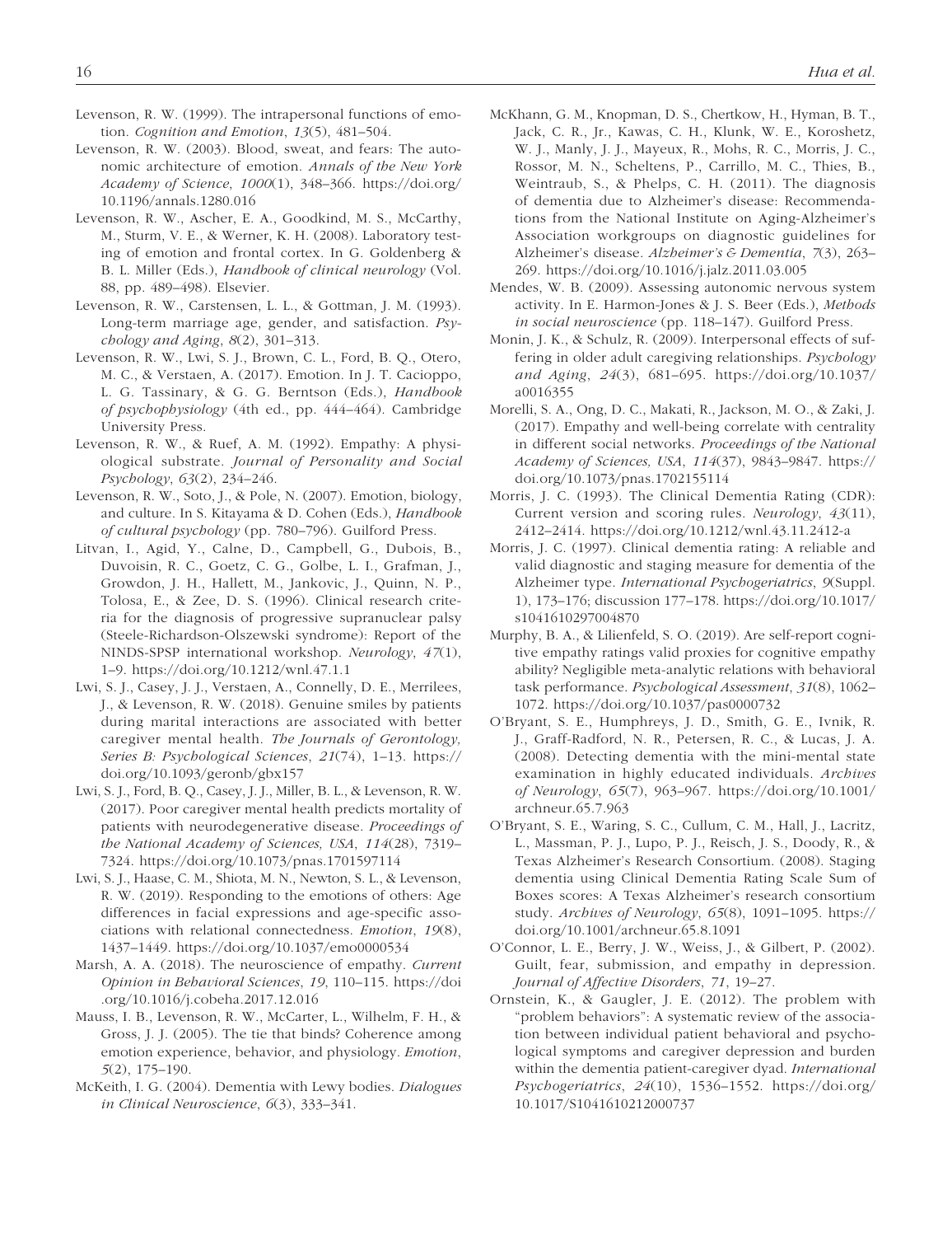Levenson, R. W. (1999). The intrapersonal functions of emotion. *Cognition and Emotion*, *13*(5), 481–504.

Levenson, R. W. (2003). Blood, sweat, and fears: The autonomic architecture of emotion. *Annals of the New York Academy of Science, 1000*(1), 348–366. https://doi.org/10.1196/annals.1280.016

Levenson, R. W., Ascher, E. A., Goodkind, M. S., McCarthy, M., Sturm, V. E., & Werner, K. H. (2008). Laboratory testing of emotion and frontal cortex. In G. Goldenberg & B. L. Miller (Eds.), *Handbook of clinical neurology* (Vol. 88, pp. 489–498). Elsevier.

Levenson, R. W., Carstensen, L. L., & Gottman, J. M. (1993). Long-term marriage age, gender, and satisfaction. *Psychology and Aging*, *8*(2), 301–313.

Levenson, R. W., Lwi, S. J., Brown, C. L., Ford, B. Q., Otero, M. C., & Verstaen, A. (2017). Emotion. In J. T. Cacioppo, L. G. Tassinary, & G. G. Berntson (Eds.), *Handbook of psychophysiology* (4th ed., pp. 444–464). Cambridge University Press.

Levenson, R. W., & Ruef, A. M. (1992). Empathy: A physiological substrate. *Journal of Personality and Social Psychology*, *63*(2), 234–246.

Levenson, R. W., Soto, J., & Pole, N. (2007). Emotion, biology, and culture. In S. Kitayama & D. Cohen (Eds.), *Handbook of cultural psychology* (pp. 780–796). Guilford Press.

Litvan, I., Agid, Y., Calne, D., Campbell, G., Dubois, B., Duvoisin, R. C., Goetz, C. G., Golbe, L. I., Grafman, J., Growdon, J. H., Hallett, M., Jankovic, J., Quinn, N. P., Tolosa, E., & Zee, D. S. (1996). Clinical research criteria for the diagnosis of progressive supranuclear palsy (Steele-Richardson-Olszewski syndrome): Report of the NINDS-SPSP international workshop. *Neurology*, *47*(1), 1–9. https://doi.org/10.1212/wnl.47.1.1

Lwi, S. J., Casey, J. J., Verstaen, A., Connelly, D. E., Merrilees, J., & Levenson, R. W. (2018). Genuine smiles by patients during marital interactions are associated with better caregiver mental health. *The Journals of Gerontology, Series B: Psychological Sciences*, *21*(74), 1–13. https://doi.org/10.1093/geronb/gbx157

Lwi, S. J., Ford, B. Q., Casey, J. J., Miller, B. L., & Levenson, R. W. (2017). Poor caregiver mental health predicts mortality of patients with neurodegenerative disease. *Proceedings of the National Academy of Sciences, USA*, *114*(28), 7319–7324. https://doi.org/10.1073/pnas.1701597114

Lwi, S. J., Haase, C. M., Shiota, M. N., Newton, S. L., & Levenson, R. W. (2019). Responding to the emotions of others: Age differences in facial expressions and age-specific associations with relational connectedness. *Emotion*, *19*(8), 1437–1449. https://doi.org/10.1037/emo0000534

Marsh, A. A. (2018). The neuroscience of empathy. *Current Opinion in Behavioral Sciences*, *19*, 110–115. https://doi.org/10.1016/j.cobeha.2017.12.016

Mauss, I. B., Levenson, R. W., McCarter, L., Wilhelm, F. H., & Gross, J. J. (2005). The tie that binds? Coherence among emotion experience, behavior, and physiology. *Emotion*, *5*(2), 175–190.

McKeith, I. G. (2004). Dementia with Lewy bodies. *Dialogues in Clinical Neuroscience*, *6*(3), 333–341.

McKhann, G. M., Knopman, D. S., Chertkow, H., Hyman, B. T., Jack, C. R., Jr., Kawas, C. H., Klunk, W. E., Koroshetz, W. J., Manly, J. J., Mayeux, R., Mohs, R. C., Morris, J. C., Rossor, M. N., Scheltens, P., Carrillo, M. C., Thies, B., Weintraub, S., & Phelps, C. H. (2011). The diagnosis of dementia due to Alzheimer's disease: Recommendations from the National Institute on Aging-Alzheimer's Association workgroups on diagnostic guidelines for Alzheimer's disease. *Alzheimer's & Dementia*, *7*(3), 263–269. https://doi.org/10.1016/j.jalz.2011.03.005

Mendes, W. B. (2009). Assessing autonomic nervous system activity. In E. Harmon-Jones & J. S. Beer (Eds.), *Methods in social neuroscience* (pp. 118–147). Guilford Press.

Monin, J. K., & Schulz, R. (2009). Interpersonal effects of suffering in older adult caregiving relationships. *Psychology and Aging*, *24*(3), 681–695. https://doi.org/10.1037/a0016355

Morelli, S. A., Ong, D. C., Makati, R., Jackson, M. O., & Zaki, J. (2017). Empathy and well-being correlate with centrality in different social networks. *Proceedings of the National Academy of Sciences, USA*, *114*(37), 9843–9847. https://doi.org/10.1073/pnas.1702155114

Morris, J. C. (1993). The Clinical Dementia Rating (CDR): Current version and scoring rules. *Neurology*, *43*(11), 2412–2414. https://doi.org/10.1212/wnl.43.11.2412-a

Morris, J. C. (1997). Clinical dementia rating: A reliable and valid diagnostic and staging measure for dementia of the Alzheimer type. *International Psychogeriatrics*, *9*(Suppl. 1), 173–176; discussion 177–178. https://doi.org/10.1017/s1041610297004870

Murphy, B. A., & Lilienfeld, S. O. (2019). Are self-report cognitive empathy ratings valid proxies for cognitive empathy ability? Negligible meta-analytic relations with behavioral task performance. *Psychological Assessment*, *31*(8), 1062–1072. https://doi.org/10.1037/pas0000732

O'Bryant, S. E., Humphreys, J. D., Smith, G. E., Ivnik, R. J., Graff-Radford, N. R., Petersen, R. C., & Lucas, J. A. (2008). Detecting dementia with the mini-mental state examination in highly educated individuals. *Archives of Neurology*, *65*(7), 963–967. https://doi.org/10.1001/archneur.65.7.963

O'Bryant, S. E., Waring, S. C., Cullum, C. M., Hall, J., Lacritz, L., Massman, P. J., Lupo, P. J., Reisch, J. S., Doody, R., & Texas Alzheimer's Research Consortium. (2008). Staging dementia using Clinical Dementia Rating Scale Sum of Boxes scores: A Texas Alzheimer's research consortium study. *Archives of Neurology*, *65*(8), 1091–1095. https://doi.org/10.1001/archneur.65.8.1091

O'Connor, L. E., Berry, J. W., Weiss, J., & Gilbert, P. (2002). Guilt, fear, submission, and empathy in depression. *Journal of Affective Disorders*, *71*, 19–27.

Ornstein, K., & Gaugler, J. E. (2012). The problem with "problem behaviors": A systematic review of the association between individual patient behavioral and psychological symptoms and caregiver depression and burden within the dementia patient-caregiver dyad. *International Psychogeriatrics*, *24*(10), 1536–1552. https://doi.org/10.1017/S1041610212000737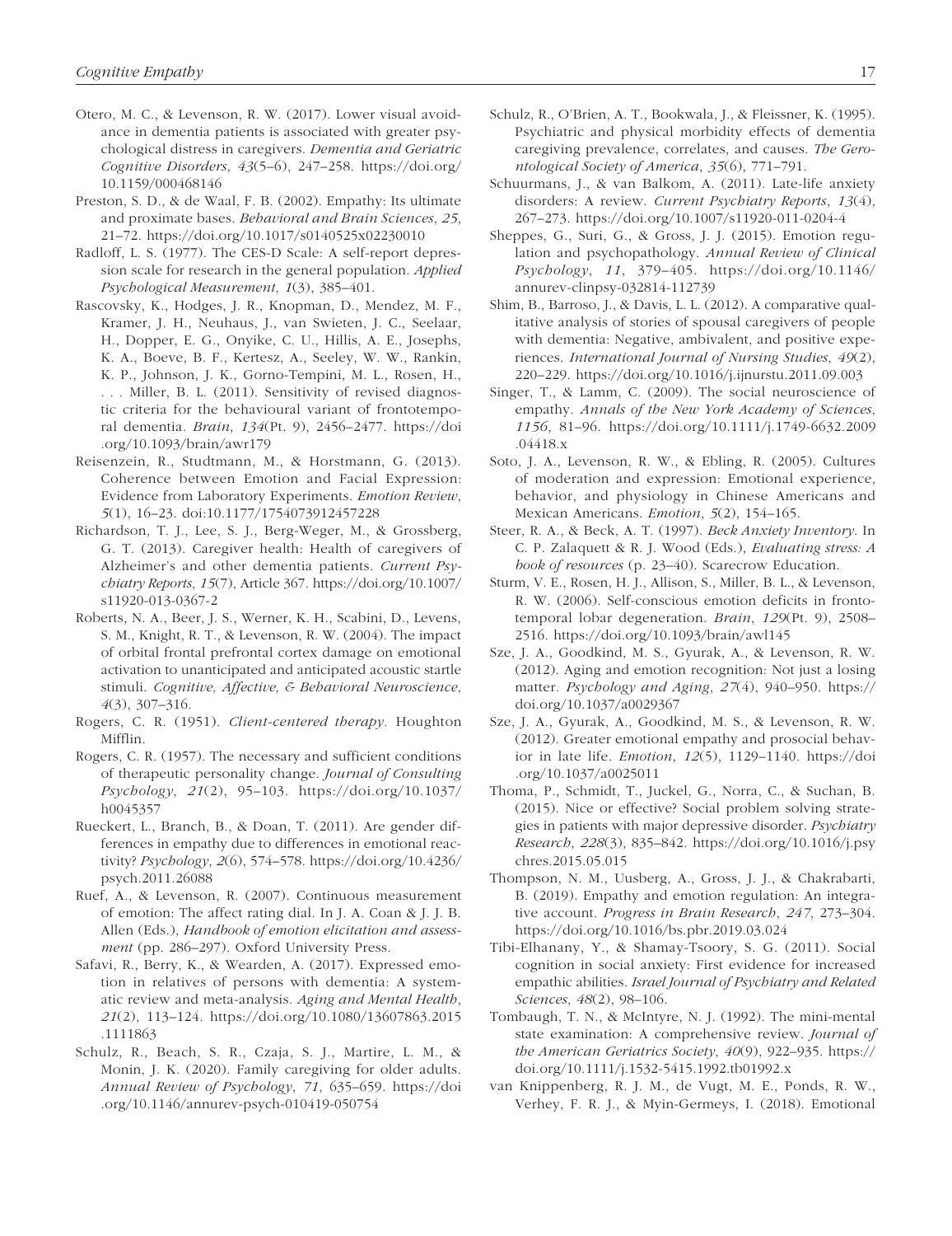Otero, M. C., & Levenson, R. W. (2017). Lower visual avoidance in dementia patients is associated with greater psychological distress in caregivers. *Dementia and Geriatric Cognitive Disorders*, *43*(5–6), 247–258. https://doi.org/10.1159/000468146

Preston, S. D., & de Waal, F. B. (2002). Empathy: Its ultimate and proximate bases. *Behavioral and Brain Sciences*, *25*, 21–72. https://doi.org/10.1017/s0140525x02230010

Radloff, L. S. (1977). The CES-D Scale: A self-report depression scale for research in the general population. *Applied Psychological Measurement*, *1*(3), 385–401.

Rascovsky, K., Hodges, J. R., Knopman, D., Mendez, M. F., Kramer, J. H., Neuhaus, J., van Swieten, J. C., Seelaar, H., Dopper, E. G., Onyike, C. U., Hillis, A. E., Josephs, K. A., Boeve, B. F., Kertesz, A., Seeley, W. W., Rankin, K. P., Johnson, J. K., Gorno-Tempini, M. L., Rosen, H., . . . Miller, B. L. (2011). Sensitivity of revised diagnostic criteria for the behavioural variant of frontotemporal dementia. *Brain*, *134*(Pt. 9), 2456–2477. https://doi.org/10.1093/brain/awr179

Reisenzein, R., Studtmann, M., & Horstmann, G. (2013). Coherence between Emotion and Facial Expression: Evidence from Laboratory Experiments. *Emotion Review*, *5*(1), 16–23. doi:10.1177/1754073912457228

Richardson, T. J., Lee, S. J., Berg-Weger, M., & Grossberg, G. T. (2013). Caregiver health: Health of caregivers of Alzheimer's and other dementia patients. *Current Psychiatry Reports*, *15*(7), Article 367. https://doi.org/10.1007/s11920-013-0367-2

Roberts, N. A., Beer, J. S., Werner, K. H., Scabini, D., Levens, S. M., Knight, R. T., & Levenson, R. W. (2004). The impact of orbital frontal prefrontal cortex damage on emotional activation to unanticipated and anticipated acoustic startle stimuli. *Cognitive, Affective, & Behavioral Neuroscience*, *4*(3), 307–316.

Rogers, C. R. (1951). *Client-centered therapy*. Houghton Mifflin.

Rogers, C. R. (1957). The necessary and sufficient conditions of therapeutic personality change. *Journal of Consulting Psychology*, *21*(2), 95–103. https://doi.org/10.1037/h0045357

Rueckert, L., Branch, B., & Doan, T. (2011). Are gender differences in empathy due to differences in emotional reactivity? *Psychology*, *2*(6), 574–578. https://doi.org/10.4236/psych.2011.26088

Ruef, A., & Levenson, R. (2007). Continuous measurement of emotion: The affect rating dial. In J. A. Coan & J. J. B. Allen (Eds.), *Handbook of emotion elicitation and assessment* (pp. 286–297). Oxford University Press.

Safavi, R., Berry, K., & Wearden, A. (2017). Expressed emotion in relatives of persons with dementia: A systematic review and meta-analysis. *Aging and Mental Health*, *21*(2), 113–124. https://doi.org/10.1080/13607863.2015.1111863

Schulz, R., Beach, S. R., Czaja, S. J., Martire, L. M., & Monin, J. K. (2020). Family caregiving for older adults. *Annual Review of Psychology*, *71*, 635–659. https://doi.org/10.1146/annurev-psych-010419-050754

Schulz, R., O'Brien, A. T., Bookwala, J., & Fleissner, K. (1995). Psychiatric and physical morbidity effects of dementia caregiving prevalence, correlates, and causes. *The Gerontological Society of America*, *35*(6), 771–791.

Schuurmans, J., & van Balkom, A. (2011). Late-life anxiety disorders: A review. *Current Psychiatry Reports*, *13*(4), 267–273. https://doi.org/10.1007/s11920-011-0204-4

Sheppes, G., Suri, G., & Gross, J. J. (2015). Emotion regulation and psychopathology. *Annual Review of Clinical Psychology*, *11*, 379–405. https://doi.org/10.1146/annurev-clinpsy-032814-112739

Shim, B., Barroso, J., & Davis, L. L. (2012). A comparative qualitative analysis of stories of spousal caregivers of people with dementia: Negative, ambivalent, and positive experiences. *International Journal of Nursing Studies*, *49*(2), 220–229. https://doi.org/10.1016/j.ijnurstu.2011.09.003

Singer, T., & Lamm, C. (2009). The social neuroscience of empathy. *Annals of the New York Academy of Sciences*, *1156*, 81–96. https://doi.org/10.1111/j.1749-6632.2009.04418.x

Soto, J. A., Levenson, R. W., & Ebling, R. (2005). Cultures of moderation and expression: Emotional experience, behavior, and physiology in Chinese Americans and Mexican Americans. *Emotion*, *5*(2), 154–165.

Steer, R. A., & Beck, A. T. (1997). *Beck Anxiety Inventory*. In C. P. Zalaquett & R. J. Wood (Eds.), *Evaluating stress: A book of resources* (p. 23–40). Scarecrow Education.

Sturm, V. E., Rosen, H. J., Allison, S., Miller, B. L., & Levenson, R. W. (2006). Self-conscious emotion deficits in frontotemporal lobar degeneration. *Brain*, *129*(Pt. 9), 2508–2516. https://doi.org/10.1093/brain/awl145

Sze, J. A., Goodkind, M. S., Gyurak, A., & Levenson, R. W. (2012). Aging and emotion recognition: Not just a losing matter. *Psychology and Aging*, *27*(4), 940–950. https://doi.org/10.1037/a0029367

Sze, J. A., Gyurak, A., Goodkind, M. S., & Levenson, R. W. (2012). Greater emotional empathy and prosocial behavior in late life. *Emotion*, *12*(5), 1129–1140. https://doi.org/10.1037/a0025011

Thoma, P., Schmidt, T., Juckel, G., Norra, C., & Suchan, B. (2015). Nice or effective? Social problem solving strategies in patients with major depressive disorder. *Psychiatry Research*, *228*(3), 835–842. https://doi.org/10.1016/j.psychres.2015.05.015

Thompson, N. M., Uusberg, A., Gross, J. J., & Chakrabarti, B. (2019). Empathy and emotion regulation: An integrative account. *Progress in Brain Research*, *247*, 273–304. https://doi.org/10.1016/bs.pbr.2019.03.024

Tibi-Elhanany, Y., & Shamay-Tsoory, S. G. (2011). Social cognition in social anxiety: First evidence for increased empathic abilities. *Israel Journal of Psychiatry and Related Sciences*, *48*(2), 98–106.

Tombaugh, T. N., & McIntyre, N. J. (1992). The mini-mental state examination: A comprehensive review. *Journal of the American Geriatrics Society*, *40*(9), 922–935. https://doi.org/10.1111/j.1532-5415.1992.tb01992.x

van Knippenberg, R. J. M., de Vugt, M. E., Ponds, R. W., Verhey, F. R. J., & Myin-Germeys, I. (2018). Emotional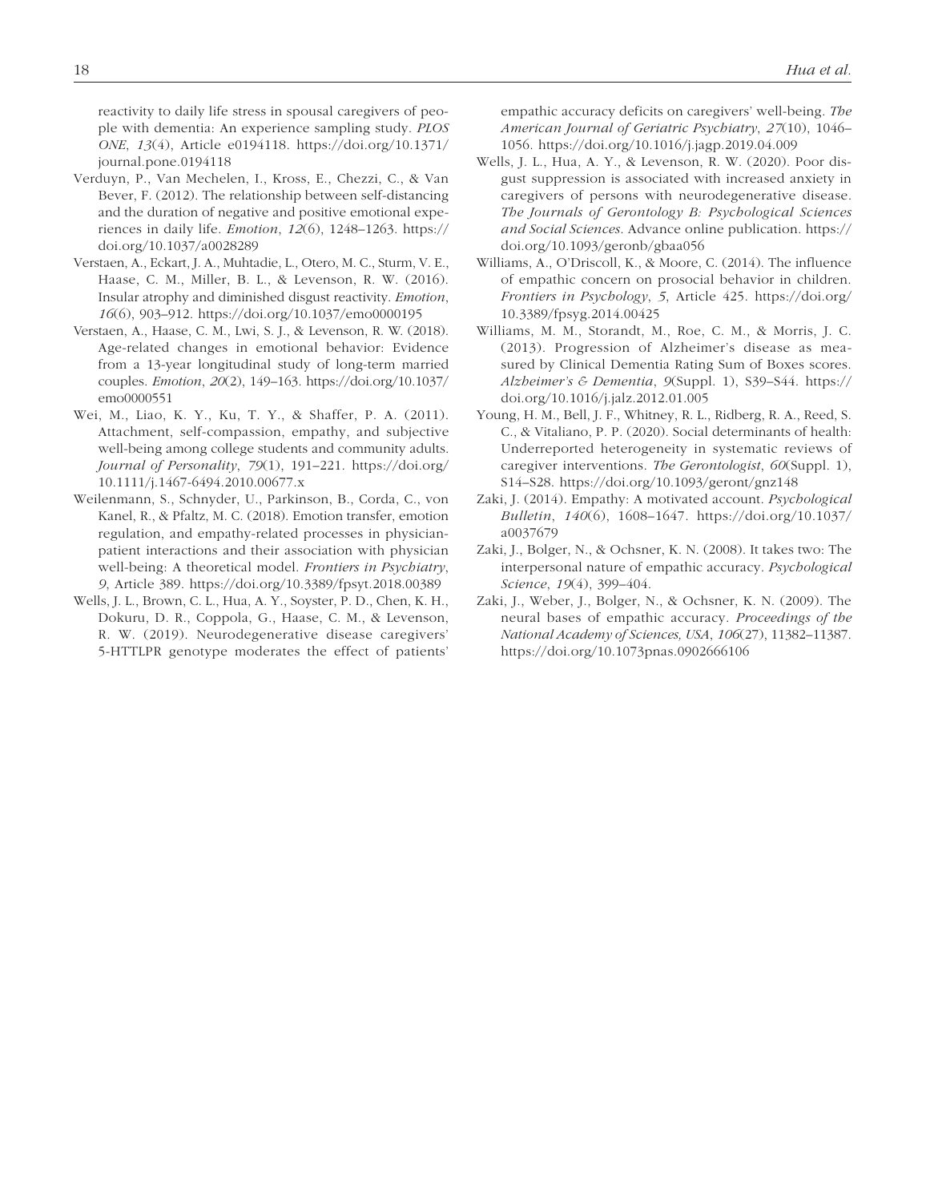reactivity to daily life stress in spousal caregivers of people with dementia: An experience sampling study. *PLOS ONE*, *13*(4), Article e0194118. https://doi.org/10.1371/journal.pone.0194118

Verduyn, P., Van Mechelen, I., Kross, E., Chezzi, C., & Van Bever, F. (2012). The relationship between self-distancing and the duration of negative and positive emotional experiences in daily life. *Emotion*, *12*(6), 1248–1263. https://doi.org/10.1037/a0028289

Verstaen, A., Eckart, J. A., Muhtadie, L., Otero, M. C., Sturm, V. E., Haase, C. M., Miller, B. L., & Levenson, R. W. (2016). Insular atrophy and diminished disgust reactivity. *Emotion*, *16*(6), 903–912. https://doi.org/10.1037/emo0000195

Verstaen, A., Haase, C. M., Lwi, S. J., & Levenson, R. W. (2018). Age-related changes in emotional behavior: Evidence from a 13-year longitudinal study of long-term married couples. *Emotion*, *20*(2), 149–163. https://doi.org/10.1037/emo0000551

Wei, M., Liao, K. Y., Ku, T. Y., & Shaffer, P. A. (2011). Attachment, self-compassion, empathy, and subjective well-being among college students and community adults. *Journal of Personality*, *79*(1), 191–221. https://doi.org/10.1111/j.1467-6494.2010.00677.x

Weilenmann, S., Schnyder, U., Parkinson, B., Corda, C., von Kanel, R., & Pfaltz, M. C. (2018). Emotion transfer, emotion regulation, and empathy-related processes in physician-patient interactions and their association with physician well-being: A theoretical model. *Frontiers in Psychiatry*, *9*, Article 389. https://doi.org/10.3389/fpsyt.2018.00389

Wells, J. L., Brown, C. L., Hua, A. Y., Soyster, P. D., Chen, K. H., Dokuru, D. R., Coppola, G., Haase, C. M., & Levenson, R. W. (2019). Neurodegenerative disease caregivers' 5-HTTLPR genotype moderates the effect of patients' empathic accuracy deficits on caregivers' well-being. *The American Journal of Geriatric Psychiatry*, *27*(10), 1046–1056. https://doi.org/10.1016/j.jagp.2019.04.009

Wells, J. L., Hua, A. Y., & Levenson, R. W. (2020). Poor disgust suppression is associated with increased anxiety in caregivers of persons with neurodegenerative disease. *The Journals of Gerontology B: Psychological Sciences and Social Sciences*. Advance online publication. https://doi.org/10.1093/geronb/gbaa056

Williams, A., O'Driscoll, K., & Moore, C. (2014). The influence of empathic concern on prosocial behavior in children. *Frontiers in Psychology*, *5*, Article 425. https://doi.org/10.3389/fpsyg.2014.00425

Williams, M. M., Storandt, M., Roe, C. M., & Morris, J. C. (2013). Progression of Alzheimer's disease as measured by Clinical Dementia Rating Sum of Boxes scores. *Alzheimer's & Dementia*, *9*(Suppl. 1), S39–S44. https://doi.org/10.1016/j.jalz.2012.01.005

Young, H. M., Bell, J. F., Whitney, R. L., Ridberg, R. A., Reed, S. C., & Vitaliano, P. P. (2020). Social determinants of health: Underreported heterogeneity in systematic reviews of caregiver interventions. *The Gerontologist*, *60*(Suppl. 1), S14–S28. https://doi.org/10.1093/geront/gnz148

Zaki, J. (2014). Empathy: A motivated account. *Psychological Bulletin*, *140*(6), 1608–1647. https://doi.org/10.1037/a0037679

Zaki, J., Bolger, N., & Ochsner, K. N. (2008). It takes two: The interpersonal nature of empathic accuracy. *Psychological Science*, *19*(4), 399–404.

Zaki, J., Weber, J., Bolger, N., & Ochsner, K. N. (2009). The neural bases of empathic accuracy. *Proceedings of the National Academy of Sciences, USA*, *106*(27), 11382–11387. https://doi.org/10.1073pnas.0902666106